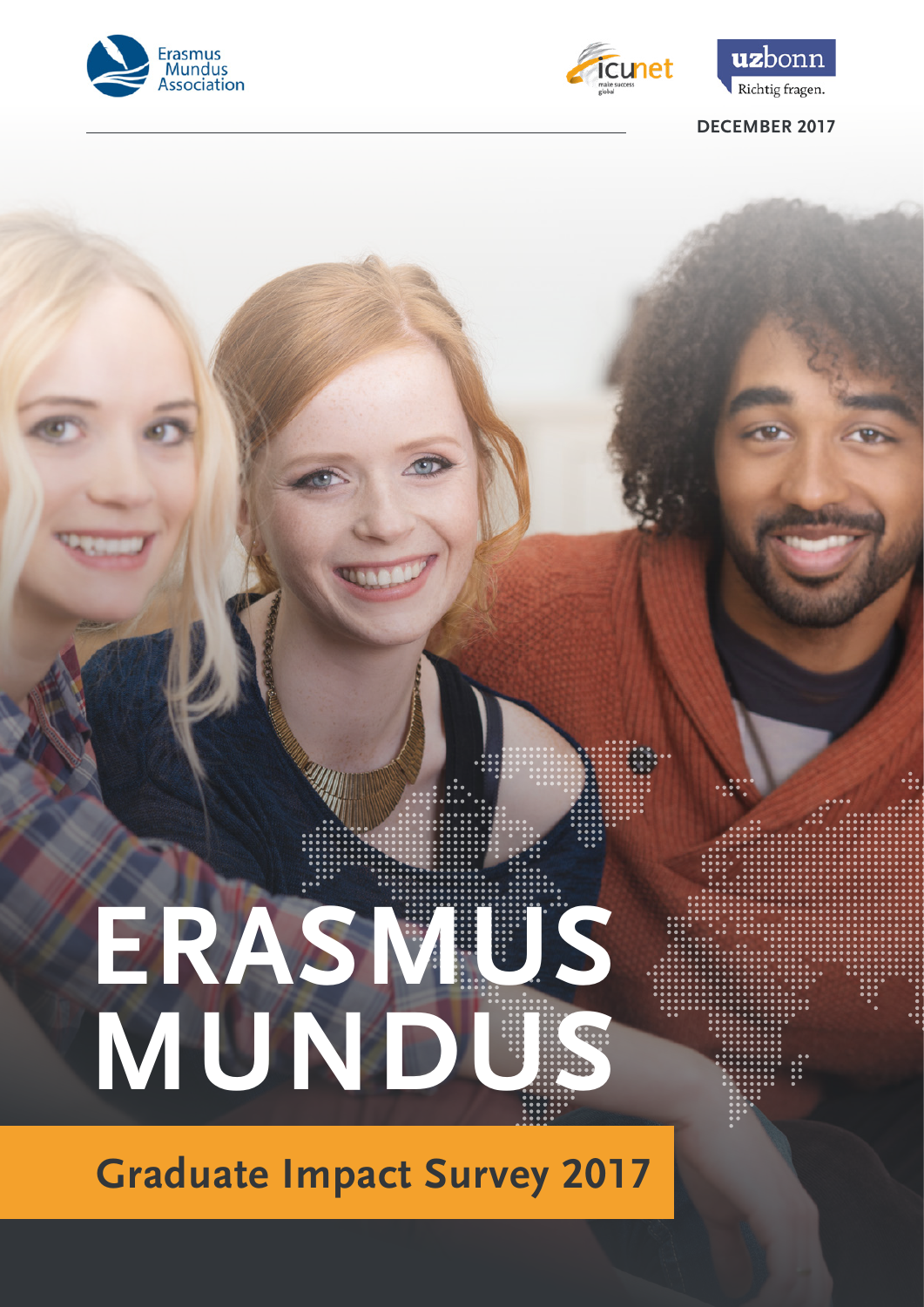Erasmus Mundus Association

icunet make success global

uzbonn Richtig fragen.

DECEMBER 2017

# ERASMUS MUNDUS

## Graduate Impact Survey 2017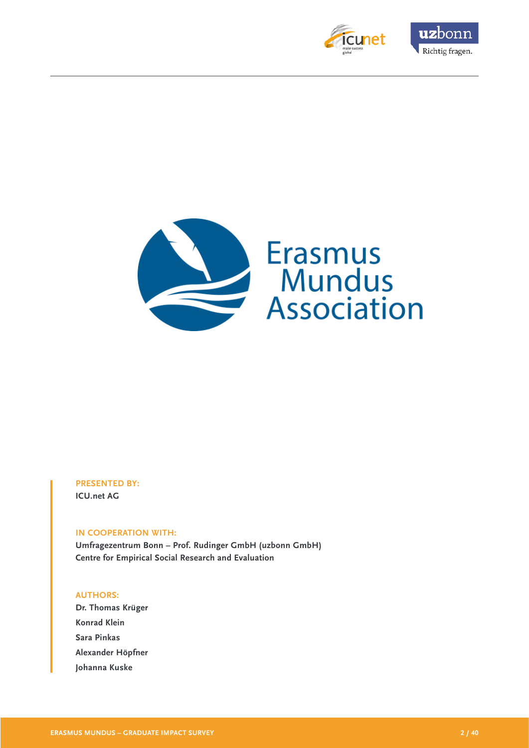**PRESENTED BY:**

ICU.net AG

**IN COOPERATION WITH:**

Umfragezentrum Bonn – Prof. Rudinger GmbH (uzbonn GmbH)
Centre for Empirical Social Research and Evaluation

**AUTHORS:**

Dr. Thomas Krüger
Konrad Klein
Sara Pinkas
Alexander Höpfner
Johanna Kuske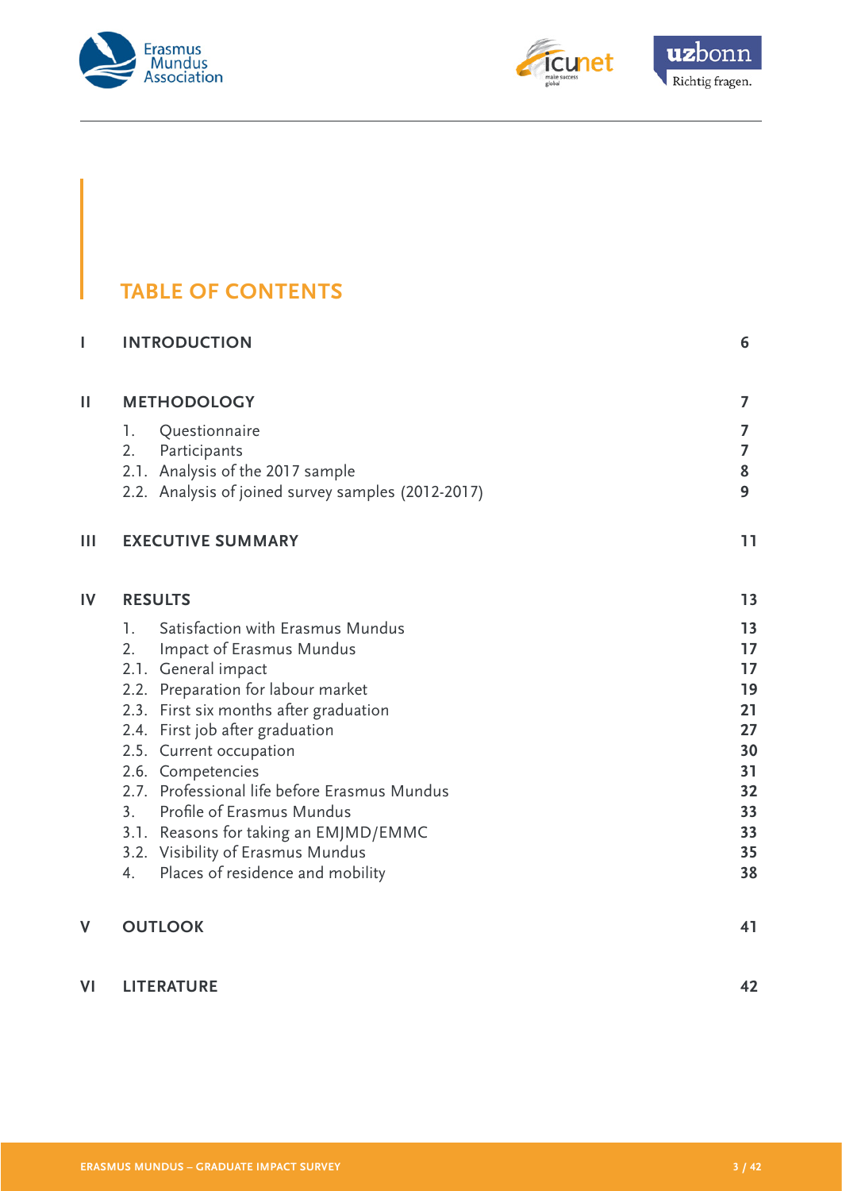# TABLE OF CONTENTS

| | | |
|---|---|---|
| **I** | **INTRODUCTION** | **6** |
| **II** | **METHODOLOGY** | **7** |
| | 1. Questionnaire | **7** |
| | 2. Participants | **7** |
| | 2.1. Analysis of the 2017 sample | **8** |
| | 2.2. Analysis of joined survey samples (2012-2017) | **9** |
| **III** | **EXECUTIVE SUMMARY** | **11** |
| **IV** | **RESULTS** | **13** |
| | 1. Satisfaction with Erasmus Mundus | **13** |
| | 2. Impact of Erasmus Mundus | **17** |
| | 2.1. General impact | **17** |
| | 2.2. Preparation for labour market | **19** |
| | 2.3. First six months after graduation | **21** |
| | 2.4. First job after graduation | **27** |
| | 2.5. Current occupation | **30** |
| | 2.6. Competencies | **31** |
| | 2.7. Professional life before Erasmus Mundus | **32** |
| | 3. Profile of Erasmus Mundus | **33** |
| | 3.1. Reasons for taking an EMJMD/EMMC | **33** |
| | 3.2. Visibility of Erasmus Mundus | **35** |
| | 4. Places of residence and mobility | **38** |
| **V** | **OUTLOOK** | **41** |
| **VI** | **LITERATURE** | **42** |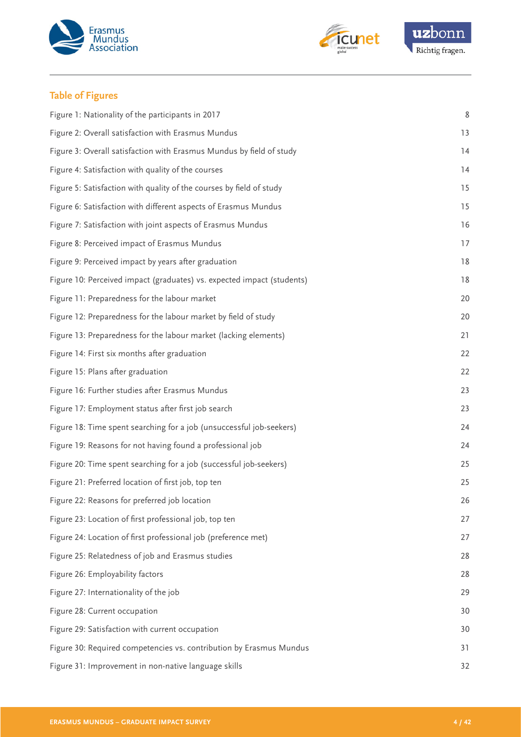## Table of Figures

| | |
|---|---|
| Figure 1: Nationality of the participants in 2017 | 8 |
| Figure 2: Overall satisfaction with Erasmus Mundus | 13 |
| Figure 3: Overall satisfaction with Erasmus Mundus by field of study | 14 |
| Figure 4: Satisfaction with quality of the courses | 14 |
| Figure 5: Satisfaction with quality of the courses by field of study | 15 |
| Figure 6: Satisfaction with different aspects of Erasmus Mundus | 15 |
| Figure 7: Satisfaction with joint aspects of Erasmus Mundus | 16 |
| Figure 8: Perceived impact of Erasmus Mundus | 17 |
| Figure 9: Perceived impact by years after graduation | 18 |
| Figure 10: Perceived impact (graduates) vs. expected impact (students) | 18 |
| Figure 11: Preparedness for the labour market | 20 |
| Figure 12: Preparedness for the labour market by field of study | 20 |
| Figure 13: Preparedness for the labour market (lacking elements) | 21 |
| Figure 14: First six months after graduation | 22 |
| Figure 15: Plans after graduation | 22 |
| Figure 16: Further studies after Erasmus Mundus | 23 |
| Figure 17: Employment status after first job search | 23 |
| Figure 18: Time spent searching for a job (unsuccessful job-seekers) | 24 |
| Figure 19: Reasons for not having found a professional job | 24 |
| Figure 20: Time spent searching for a job (successful job-seekers) | 25 |
| Figure 21: Preferred location of first job, top ten | 25 |
| Figure 22: Reasons for preferred job location | 26 |
| Figure 23: Location of first professional job, top ten | 27 |
| Figure 24: Location of first professional job (preference met) | 27 |
| Figure 25: Relatedness of job and Erasmus studies | 28 |
| Figure 26: Employability factors | 28 |
| Figure 27: Internationality of the job | 29 |
| Figure 28: Current occupation | 30 |
| Figure 29: Satisfaction with current occupation | 30 |
| Figure 30: Required competencies vs. contribution by Erasmus Mundus | 31 |
| Figure 31: Improvement in non-native language skills | 32 |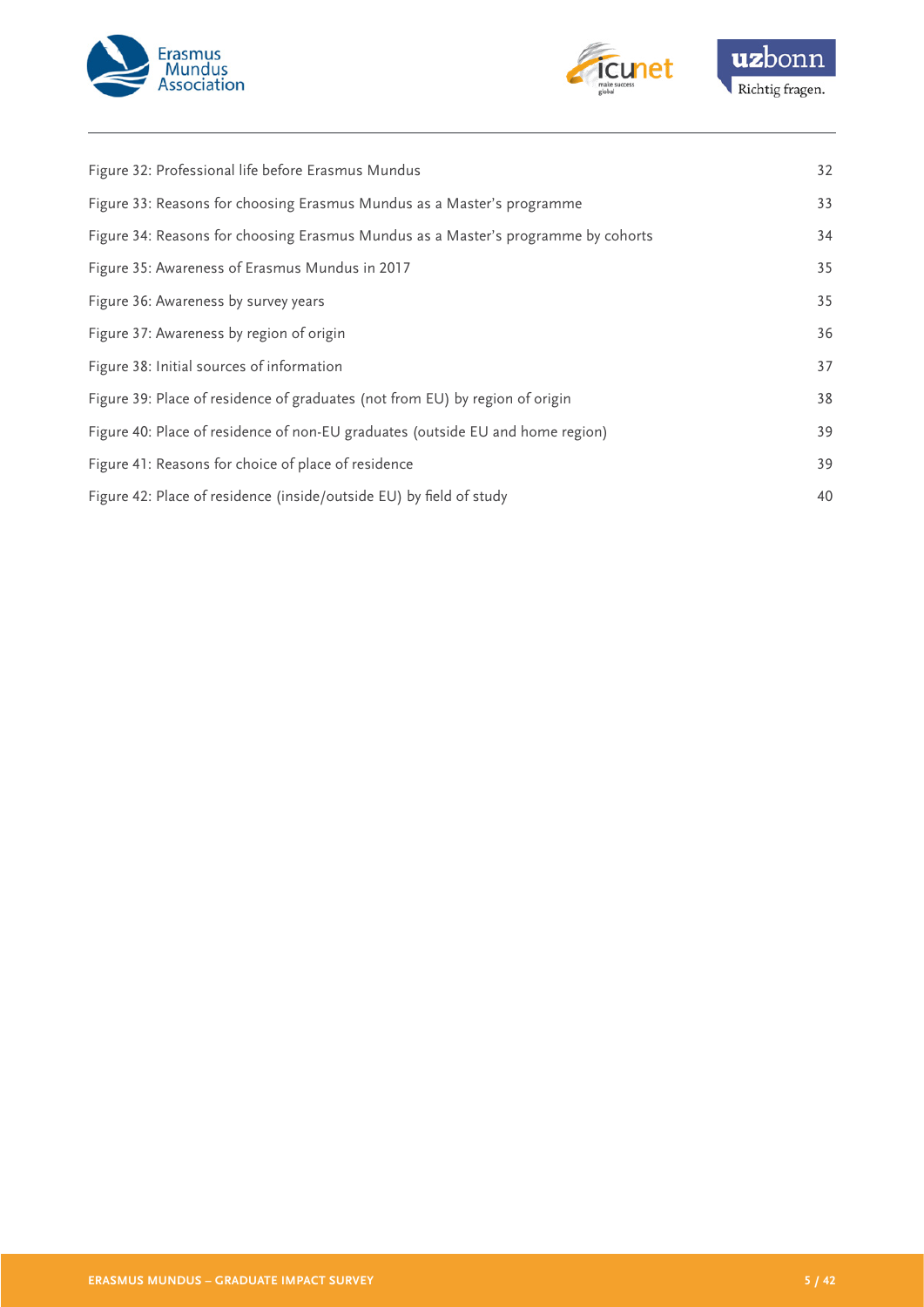| | |
|---|---|
| Figure 32: Professional life before Erasmus Mundus | 32 |
| Figure 33: Reasons for choosing Erasmus Mundus as a Master's programme | 33 |
| Figure 34: Reasons for choosing Erasmus Mundus as a Master's programme by cohorts | 34 |
| Figure 35: Awareness of Erasmus Mundus in 2017 | 35 |
| Figure 36: Awareness by survey years | 35 |
| Figure 37: Awareness by region of origin | 36 |
| Figure 38: Initial sources of information | 37 |
| Figure 39: Place of residence of graduates (not from EU) by region of origin | 38 |
| Figure 40: Place of residence of non-EU graduates (outside EU and home region) | 39 |
| Figure 41: Reasons for choice of place of residence | 39 |
| Figure 42: Place of residence (inside/outside EU) by field of study | 40 |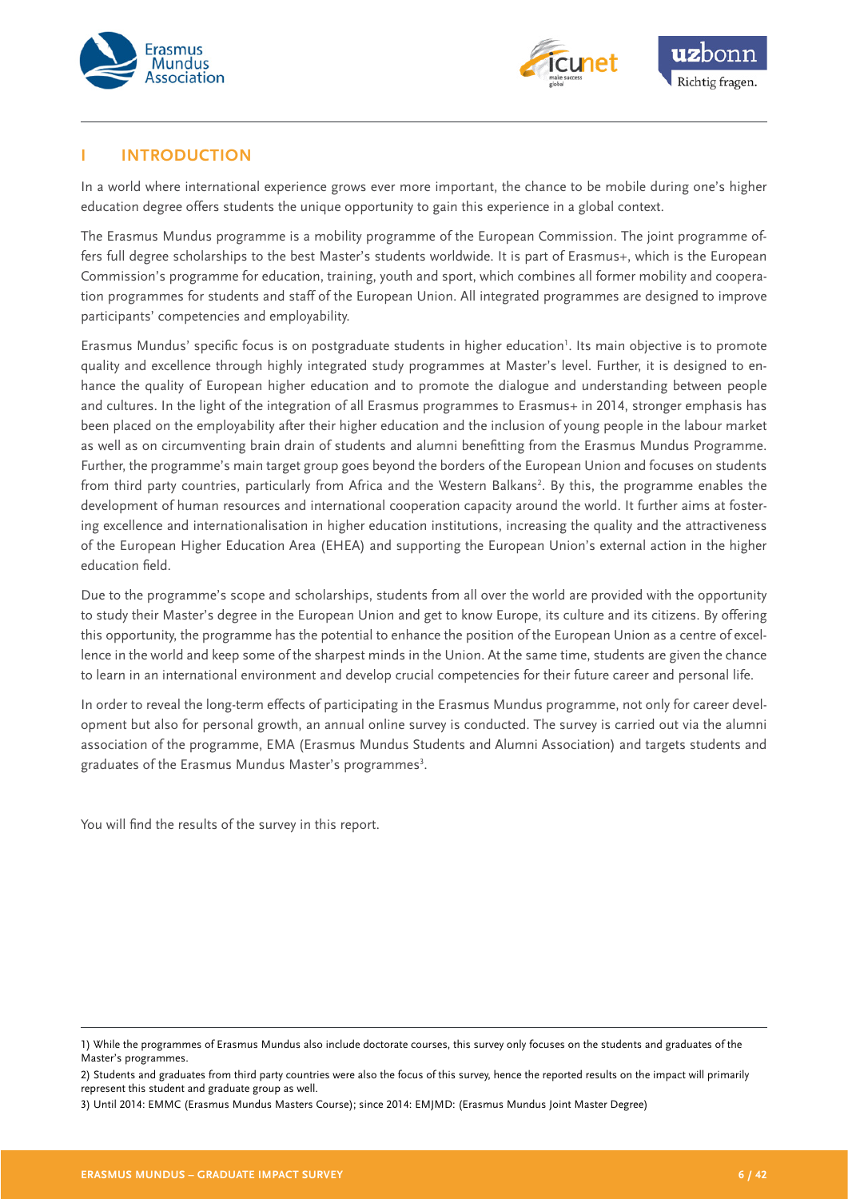# I INTRODUCTION

In a world where international experience grows ever more important, the chance to be mobile during one's higher education degree offers students the unique opportunity to gain this experience in a global context.

The Erasmus Mundus programme is a mobility programme of the European Commission. The joint programme offers full degree scholarships to the best Master's students worldwide. It is part of Erasmus+, which is the European Commission's programme for education, training, youth and sport, which combines all former mobility and cooperation programmes for students and staff of the European Union. All integrated programmes are designed to improve participants' competencies and employability.

Erasmus Mundus' specific focus is on postgraduate students in higher education[1]. Its main objective is to promote quality and excellence through highly integrated study programmes at Master's level. Further, it is designed to enhance the quality of European higher education and to promote the dialogue and understanding between people and cultures. In the light of the integration of all Erasmus programmes to Erasmus+ in 2014, stronger emphasis has been placed on the employability after their higher education and the inclusion of young people in the labour market as well as on circumventing brain drain of students and alumni benefitting from the Erasmus Mundus Programme. Further, the programme's main target group goes beyond the borders of the European Union and focuses on students from third party countries, particularly from Africa and the Western Balkans[2]. By this, the programme enables the development of human resources and international cooperation capacity around the world. It further aims at fostering excellence and internationalisation in higher education institutions, increasing the quality and the attractiveness of the European Higher Education Area (EHEA) and supporting the European Union's external action in the higher education field.

Due to the programme's scope and scholarships, students from all over the world are provided with the opportunity to study their Master's degree in the European Union and get to know Europe, its culture and its citizens. By offering this opportunity, the programme has the potential to enhance the position of the European Union as a centre of excellence in the world and keep some of the sharpest minds in the Union. At the same time, students are given the chance to learn in an international environment and develop crucial competencies for their future career and personal life.

In order to reveal the long-term effects of participating in the Erasmus Mundus programme, not only for career development but also for personal growth, an annual online survey is conducted. The survey is carried out via the alumni association of the programme, EMA (Erasmus Mundus Students and Alumni Association) and targets students and graduates of the Erasmus Mundus Master's programmes[3].

You will find the results of the survey in this report.

---

1) While the programmes of Erasmus Mundus also include doctorate courses, this survey only focuses on the students and graduates of the Master's programmes.

2) Students and graduates from third party countries were also the focus of this survey, hence the reported results on the impact will primarily represent this student and graduate group as well.

3) Until 2014: EMMC (Erasmus Mundus Masters Course); since 2014: EMJMD: (Erasmus Mundus Joint Master Degree)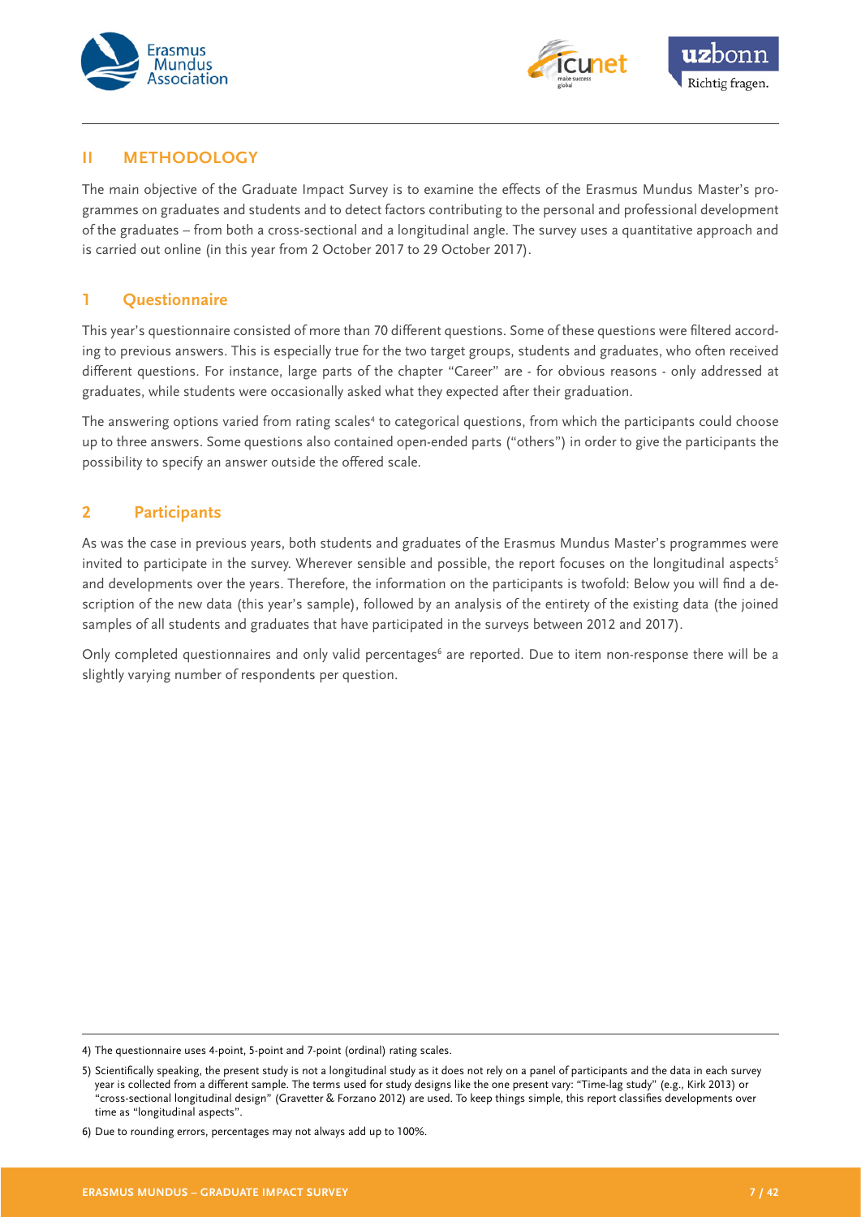## II METHODOLOGY

The main objective of the Graduate Impact Survey is to examine the effects of the Erasmus Mundus Master's programmes on graduates and students and to detect factors contributing to the personal and professional development of the graduates – from both a cross-sectional and a longitudinal angle. The survey uses a quantitative approach and is carried out online (in this year from 2 October 2017 to 29 October 2017).

### 1 Questionnaire

This year's questionnaire consisted of more than 70 different questions. Some of these questions were filtered according to previous answers. This is especially true for the two target groups, students and graduates, who often received different questions. For instance, large parts of the chapter "Career" are - for obvious reasons - only addressed at graduates, while students were occasionally asked what they expected after their graduation.

The answering options varied from rating scales[4] to categorical questions, from which the participants could choose up to three answers. Some questions also contained open-ended parts ("others") in order to give the participants the possibility to specify an answer outside the offered scale.

### 2 Participants

As was the case in previous years, both students and graduates of the Erasmus Mundus Master's programmes were invited to participate in the survey. Wherever sensible and possible, the report focuses on the longitudinal aspects[5] and developments over the years. Therefore, the information on the participants is twofold: Below you will find a description of the new data (this year's sample), followed by an analysis of the entirety of the existing data (the joined samples of all students and graduates that have participated in the surveys between 2012 and 2017).

Only completed questionnaires and only valid percentages[6] are reported. Due to item non-response there will be a slightly varying number of respondents per question.

---

4) The questionnaire uses 4-point, 5-point and 7-point (ordinal) rating scales.

5) Scientifically speaking, the present study is not a longitudinal study as it does not rely on a panel of participants and the data in each survey year is collected from a different sample. The terms used for study designs like the one present vary: "Time-lag study" (e.g., Kirk 2013) or "cross-sectional longitudinal design" (Gravetter & Forzano 2012) are used. To keep things simple, this report classifies developments over time as "longitudinal aspects".

6) Due to rounding errors, percentages may not always add up to 100%.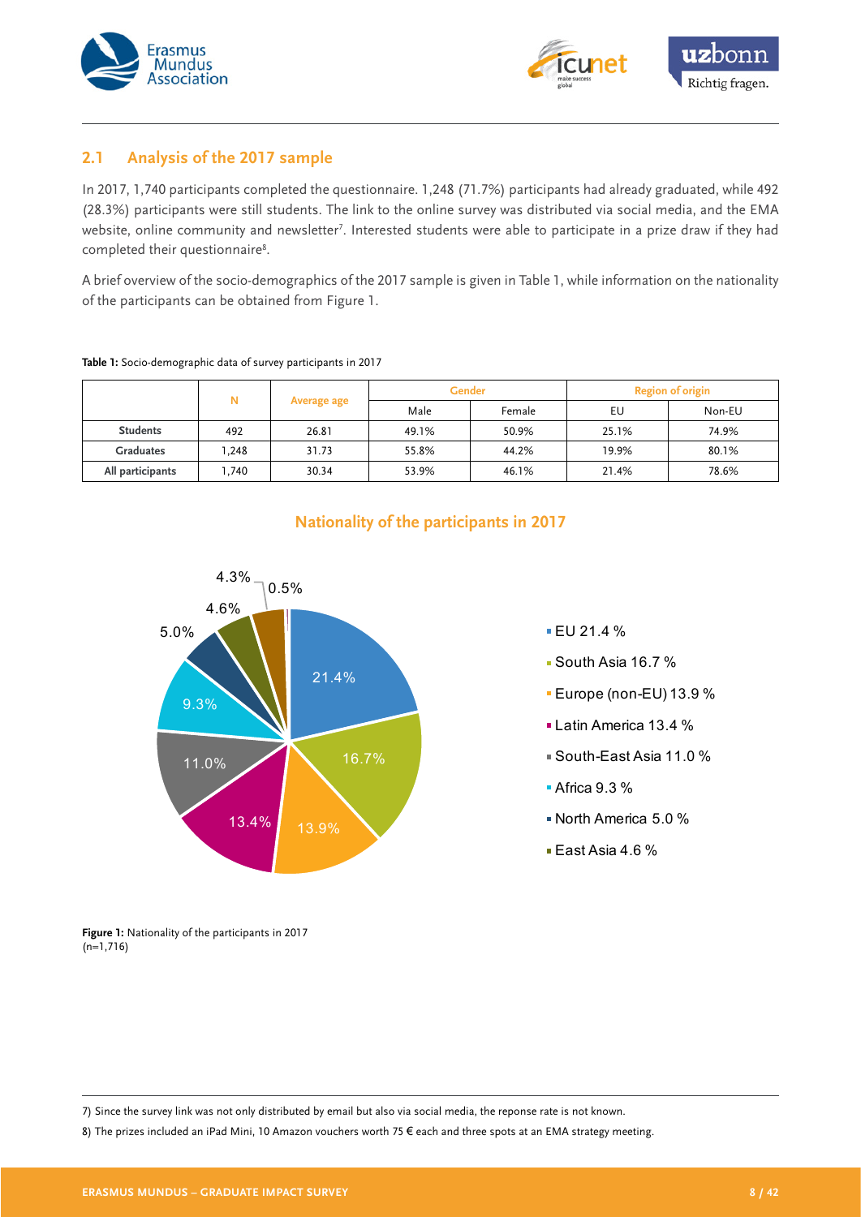## 2.1 Analysis of the 2017 sample

In 2017, 1,740 participants completed the questionnaire. 1,248 (71.7%) participants had already graduated, while 492 (28.3%) participants were still students. The link to the online survey was distributed via social media, and the EMA website, online community and newsletter[7]. Interested students were able to participate in a prize draw if they had completed their questionnaire[8].

A brief overview of the socio-demographics of the 2017 sample is given in Table 1, while information on the nationality of the participants can be obtained from Figure 1.

**Table 1:** Socio-demographic data of survey participants in 2017

| | N | Average age | Gender | | Region of origin | |
|---|---|---|---|---|---|---|
| | | | Male | Female | EU | Non-EU |
| **Students** | 492 | 26.81 | 49.1% | 50.9% | 25.1% | 74.9% |
| **Graduates** | 1,248 | 31.73 | 55.8% | 44.2% | 19.9% | 80.1% |
| **All participants** | 1,740 | 30.34 | 53.9% | 46.1% | 21.4% | 78.6% |

**Nationality of the participants in 2017**

- EU 21.4 %
- South Asia 16.7 %
- Europe (non-EU) 13.9 %
- Latin America 13.4 %
- South-East Asia 11.0 %
- Africa 9.3 %
- North America 5.0 %
- East Asia 4.6 %

(Additional unlabelled segments: 4.3%, 0.5%)

**Figure 1:** Nationality of the participants in 2017 (n=1,716)

7) Since the survey link was not only distributed by email but also via social media, the reponse rate is not known.

8) The prizes included an iPad Mini, 10 Amazon vouchers worth 75 € each and three spots at an EMA strategy meeting.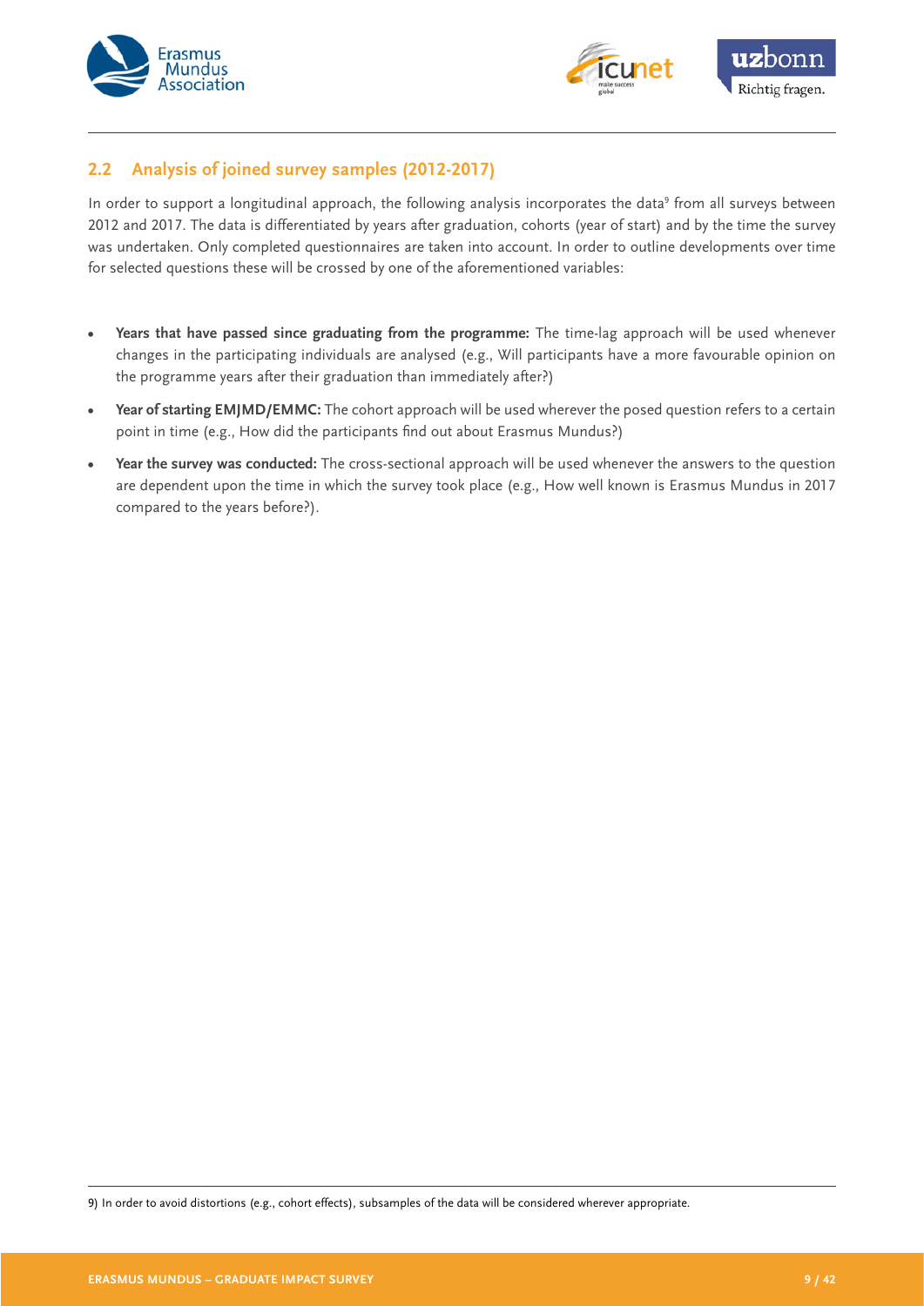## 2.2 Analysis of joined survey samples (2012-2017)

In order to support a longitudinal approach, the following analysis incorporates the data[9] from all surveys between 2012 and 2017. The data is differentiated by years after graduation, cohorts (year of start) and by the time the survey was undertaken. Only completed questionnaires are taken into account. In order to outline developments over time for selected questions these will be crossed by one of the aforementioned variables:

- **Years that have passed since graduating from the programme:** The time-lag approach will be used whenever changes in the participating individuals are analysed (e.g., Will participants have a more favourable opinion on the programme years after their graduation than immediately after?)
- **Year of starting EMJMD/EMMC:** The cohort approach will be used wherever the posed question refers to a certain point in time (e.g., How did the participants find out about Erasmus Mundus?)
- **Year the survey was conducted:** The cross-sectional approach will be used whenever the answers to the question are dependent upon the time in which the survey took place (e.g., How well known is Erasmus Mundus in 2017 compared to the years before?).

9) In order to avoid distortions (e.g., cohort effects), subsamples of the data will be considered wherever appropriate.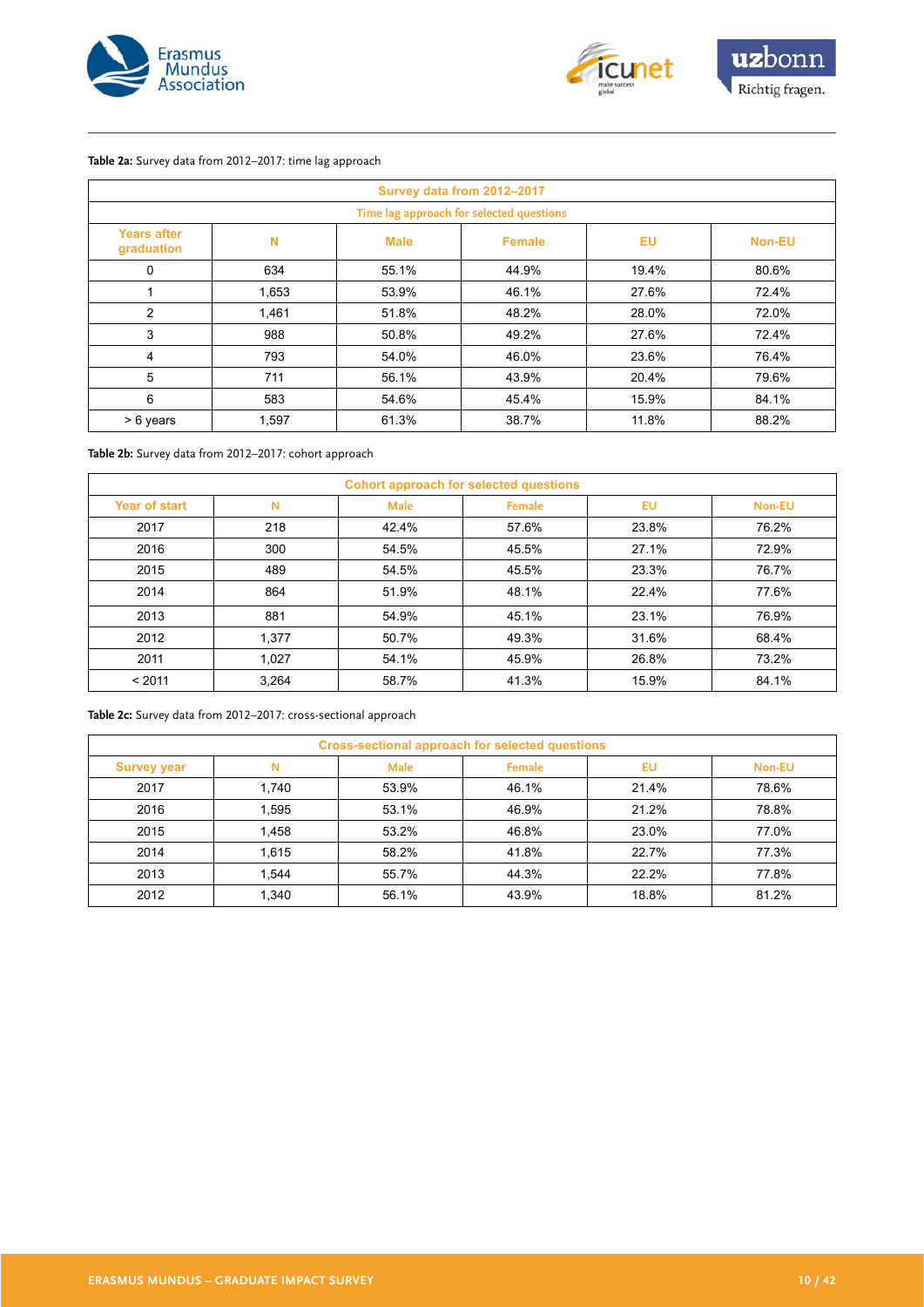**Table 2a:** Survey data from 2012–2017: time lag approach

| Survey data from 2012–2017 | | | | | |
|---|---|---|---|---|---|
| Time lag approach for selected questions | | | | | |
| Years after graduation | N | Male | Female | EU | Non-EU |
| 0 | 634 | 55.1% | 44.9% | 19.4% | 80.6% |
| 1 | 1,653 | 53.9% | 46.1% | 27.6% | 72.4% |
| 2 | 1,461 | 51.8% | 48.2% | 28.0% | 72.0% |
| 3 | 988 | 50.8% | 49.2% | 27.6% | 72.4% |
| 4 | 793 | 54.0% | 46.0% | 23.6% | 76.4% |
| 5 | 711 | 56.1% | 43.9% | 20.4% | 79.6% |
| 6 | 583 | 54.6% | 45.4% | 15.9% | 84.1% |
| > 6 years | 1,597 | 61.3% | 38.7% | 11.8% | 88.2% |

**Table 2b:** Survey data from 2012–2017: cohort approach

| Cohort approach for selected questions | | | | | |
|---|---|---|---|---|---|
| Year of start | N | Male | Female | EU | Non-EU |
| 2017 | 218 | 42.4% | 57.6% | 23.8% | 76.2% |
| 2016 | 300 | 54.5% | 45.5% | 27.1% | 72.9% |
| 2015 | 489 | 54.5% | 45.5% | 23.3% | 76.7% |
| 2014 | 864 | 51.9% | 48.1% | 22.4% | 77.6% |
| 2013 | 881 | 54.9% | 45.1% | 23.1% | 76.9% |
| 2012 | 1,377 | 50.7% | 49.3% | 31.6% | 68.4% |
| 2011 | 1,027 | 54.1% | 45.9% | 26.8% | 73.2% |
| < 2011 | 3,264 | 58.7% | 41.3% | 15.9% | 84.1% |

**Table 2c:** Survey data from 2012–2017: cross-sectional approach

| Cross-sectional approach for selected questions | | | | | |
|---|---|---|---|---|---|
| Survey year | N | Male | Female | EU | Non-EU |
| 2017 | 1,740 | 53.9% | 46.1% | 21.4% | 78.6% |
| 2016 | 1,595 | 53.1% | 46.9% | 21.2% | 78.8% |
| 2015 | 1,458 | 53.2% | 46.8% | 23.0% | 77.0% |
| 2014 | 1,615 | 58.2% | 41.8% | 22.7% | 77.3% |
| 2013 | 1,544 | 55.7% | 44.3% | 22.2% | 77.8% |
| 2012 | 1,340 | 56.1% | 43.9% | 18.8% | 81.2% |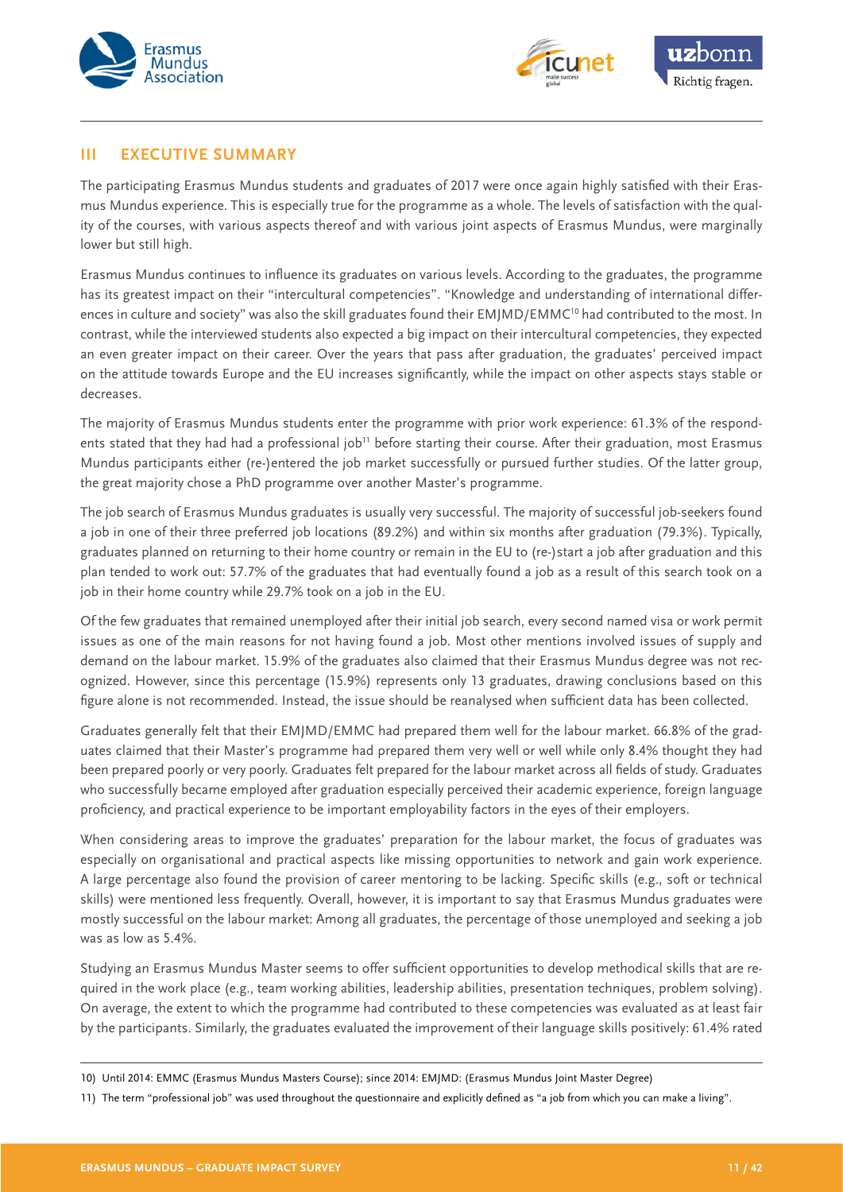## III EXECUTIVE SUMMARY

The participating Erasmus Mundus students and graduates of 2017 were once again highly satisfied with their Erasmus Mundus experience. This is especially true for the programme as a whole. The levels of satisfaction with the quality of the courses, with various aspects thereof and with various joint aspects of Erasmus Mundus, were marginally lower but still high.

Erasmus Mundus continues to influence its graduates on various levels. According to the graduates, the programme has its greatest impact on their "intercultural competencies". "Knowledge and understanding of international differences in culture and society" was also the skill graduates found their EMJMD/EMMC[10] had contributed to the most. In contrast, while the interviewed students also expected a big impact on their intercultural competencies, they expected an even greater impact on their career. Over the years that pass after graduation, the graduates' perceived impact on the attitude towards Europe and the EU increases significantly, while the impact on other aspects stays stable or decreases.

The majority of Erasmus Mundus students enter the programme with prior work experience: 61.3% of the respondents stated that they had had a professional job[11] before starting their course. After their graduation, most Erasmus Mundus participants either (re-)entered the job market successfully or pursued further studies. Of the latter group, the great majority chose a PhD programme over another Master's programme.

The job search of Erasmus Mundus graduates is usually very successful. The majority of successful job-seekers found a job in one of their three preferred job locations (89.2%) and within six months after graduation (79.3%). Typically, graduates planned on returning to their home country or remain in the EU to (re-)start a job after graduation and this plan tended to work out: 57.7% of the graduates that had eventually found a job as a result of this search took on a job in their home country while 29.7% took on a job in the EU.

Of the few graduates that remained unemployed after their initial job search, every second named visa or work permit issues as one of the main reasons for not having found a job. Most other mentions involved issues of supply and demand on the labour market. 15.9% of the graduates also claimed that their Erasmus Mundus degree was not recognized. However, since this percentage (15.9%) represents only 13 graduates, drawing conclusions based on this figure alone is not recommended. Instead, the issue should be reanalysed when sufficient data has been collected.

Graduates generally felt that their EMJMD/EMMC had prepared them well for the labour market. 66.8% of the graduates claimed that their Master's programme had prepared them very well or well while only 8.4% thought they had been prepared poorly or very poorly. Graduates felt prepared for the labour market across all fields of study. Graduates who successfully became employed after graduation especially perceived their academic experience, foreign language proficiency, and practical experience to be important employability factors in the eyes of their employers.

When considering areas to improve the graduates' preparation for the labour market, the focus of graduates was especially on organisational and practical aspects like missing opportunities to network and gain work experience. A large percentage also found the provision of career mentoring to be lacking. Specific skills (e.g., soft or technical skills) were mentioned less frequently. Overall, however, it is important to say that Erasmus Mundus graduates were mostly successful on the labour market: Among all graduates, the percentage of those unemployed and seeking a job was as low as 5.4%.

Studying an Erasmus Mundus Master seems to offer sufficient opportunities to develop methodical skills that are required in the work place (e.g., team working abilities, leadership abilities, presentation techniques, problem solving). On average, the extent to which the programme had contributed to these competencies was evaluated as at least fair by the participants. Similarly, the graduates evaluated the improvement of their language skills positively: 61.4% rated

---

10) Until 2014: EMMC (Erasmus Mundus Masters Course); since 2014: EMJMD: (Erasmus Mundus Joint Master Degree)

11) The term "professional job" was used throughout the questionnaire and explicitly defined as "a job from which you can make a living".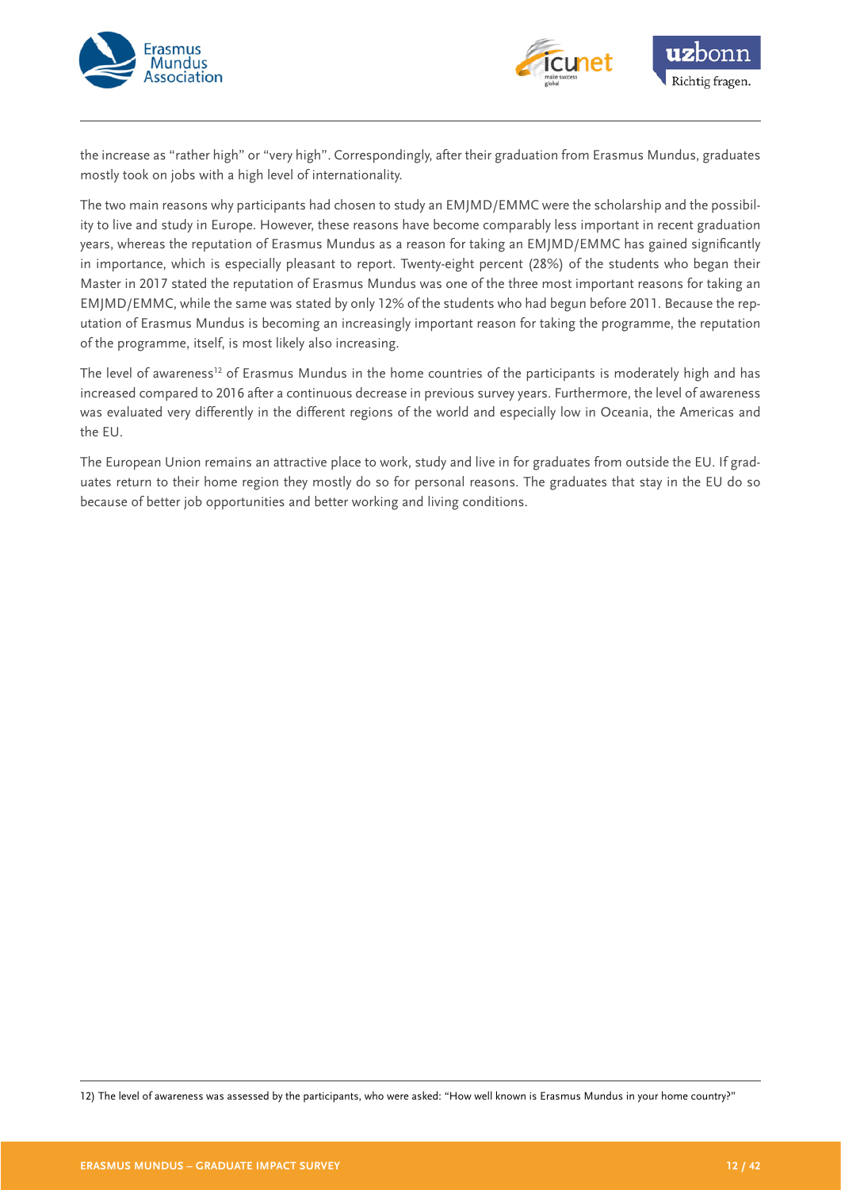the increase as "rather high" or "very high". Correspondingly, after their graduation from Erasmus Mundus, graduates mostly took on jobs with a high level of internationality.

The two main reasons why participants had chosen to study an EMJMD/EMMC were the scholarship and the possibility to live and study in Europe. However, these reasons have become comparably less important in recent graduation years, whereas the reputation of Erasmus Mundus as a reason for taking an EMJMD/EMMC has gained significantly in importance, which is especially pleasant to report. Twenty-eight percent (28%) of the students who began their Master in 2017 stated the reputation of Erasmus Mundus was one of the three most important reasons for taking an EMJMD/EMMC, while the same was stated by only 12% of the students who had begun before 2011. Because the reputation of Erasmus Mundus is becoming an increasingly important reason for taking the programme, the reputation of the programme, itself, is most likely also increasing.

The level of awareness[12] of Erasmus Mundus in the home countries of the participants is moderately high and has increased compared to 2016 after a continuous decrease in previous survey years. Furthermore, the level of awareness was evaluated very differently in the different regions of the world and especially low in Oceania, the Americas and the EU.

The European Union remains an attractive place to work, study and live in for graduates from outside the EU. If graduates return to their home region they mostly do so for personal reasons. The graduates that stay in the EU do so because of better job opportunities and better working and living conditions.

12) The level of awareness was assessed by the participants, who were asked: "How well known is Erasmus Mundus in your home country?"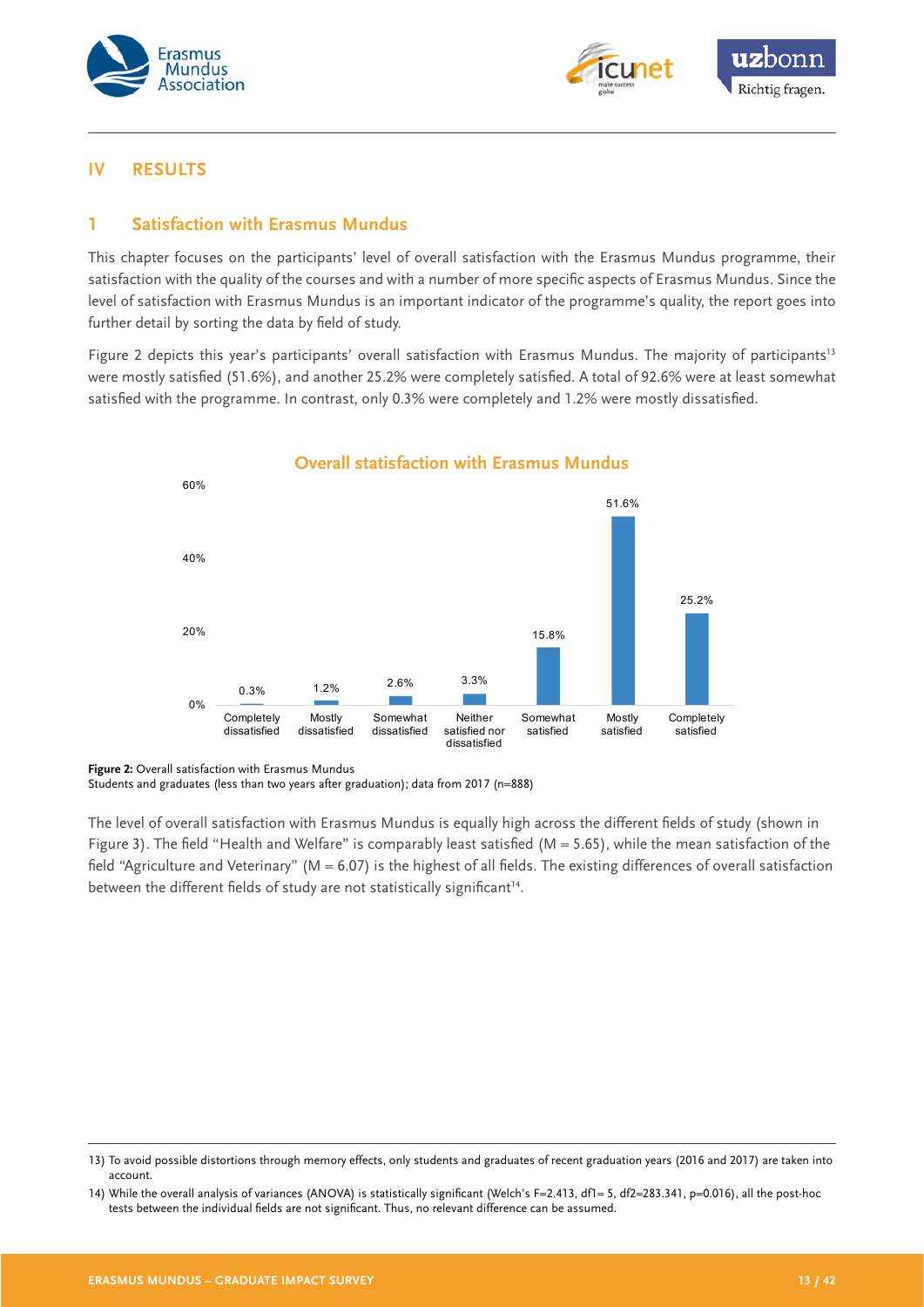# IV RESULTS

## 1 Satisfaction with Erasmus Mundus

This chapter focuses on the participants' level of overall satisfaction with the Erasmus Mundus programme, their satisfaction with the quality of the courses and with a number of more specific aspects of Erasmus Mundus. Since the level of satisfaction with Erasmus Mundus is an important indicator of the programme's quality, the report goes into further detail by sorting the data by field of study.

Figure 2 depicts this year's participants' overall satisfaction with Erasmus Mundus. The majority of participants[13] were mostly satisfied (51.6%), and another 25.2% were completely satisfied. A total of 92.6% were at least somewhat satisfied with the programme. In contrast, only 0.3% were completely and 1.2% were mostly dissatisfied.

**Overall satisfaction with Erasmus Mundus**

| Completely dissatisfied | Mostly dissatisfied | Somewhat dissatisfied | Neither satisfied nor dissatisfied | Somewhat satisfied | Mostly satisfied | Completely satisfied |
|---|---|---|---|---|---|---|
| 0.3% | 1.2% | 2.6% | 3.3% | 15.8% | 51.6% | 25.2% |

**Figure 2:** Overall satisfaction with Erasmus Mundus
Students and graduates (less than two years after graduation); data from 2017 (n=888)

The level of overall satisfaction with Erasmus Mundus is equally high across the different fields of study (shown in Figure 3). The field "Health and Welfare" is comparably least satisfied ($M = 5.65$), while the mean satisfaction of the field "Agriculture and Veterinary" ($M = 6.07$) is the highest of all fields. The existing differences of overall satisfaction between the different fields of study are not statistically significant[14].

---

13) To avoid possible distortions through memory effects, only students and graduates of recent graduation years (2016 and 2017) are taken into account.

14) While the overall analysis of variances (ANOVA) is statistically significant (Welch's $F=2.413$, $df1= 5$, $df2=283.341$, $p=0.016$), all the post-hoc tests between the individual fields are not significant. Thus, no relevant difference can be assumed.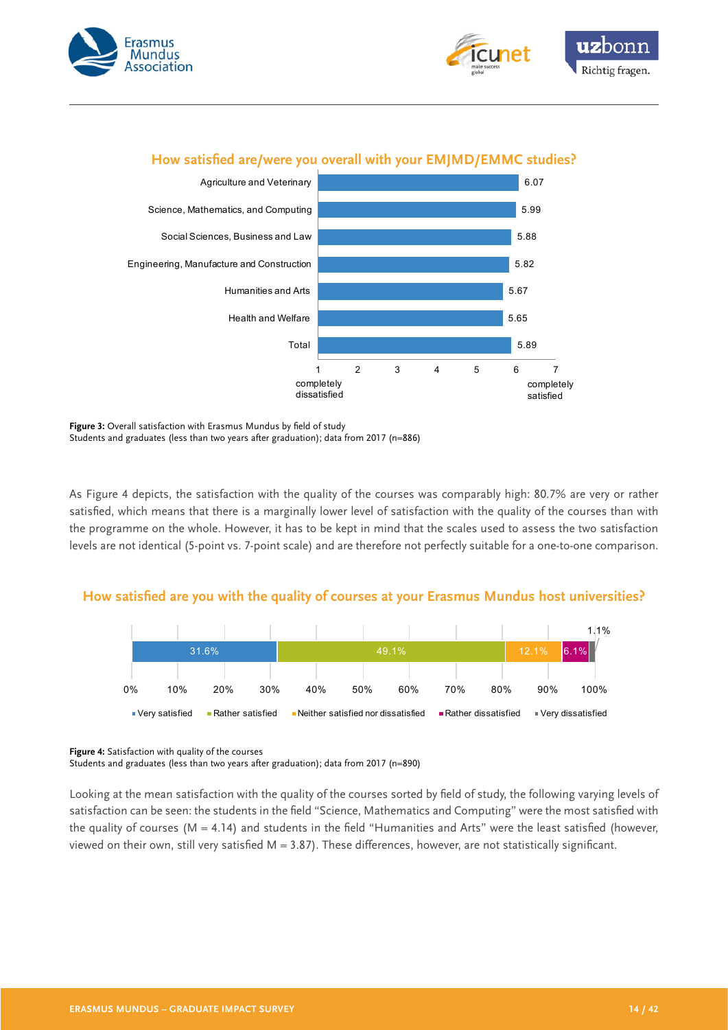## How satisfied are/were you overall with your EMJMD/EMMC studies?

| Field of study | Mean (1 = completely dissatisfied, 7 = completely satisfied) |
|---|---|
| Agriculture and Veterinary | 6.07 |
| Science, Mathematics, and Computing | 5.99 |
| Social Sciences, Business and Law | 5.88 |
| Engineering, Manufacture and Construction | 5.82 |
| Humanities and Arts | 5.67 |
| Health and Welfare | 5.65 |
| Total | 5.89 |

**Figure 3:** Overall satisfaction with Erasmus Mundus by field of study
Students and graduates (less than two years after graduation); data from 2017 (n=886)

As Figure 4 depicts, the satisfaction with the quality of the courses was comparably high: 80.7% are very or rather satisfied, which means that there is a marginally lower level of satisfaction with the quality of the courses than with the programme on the whole. However, it has to be kept in mind that the scales used to assess the two satisfaction levels are not identical (5-point vs. 7-point scale) and are therefore not perfectly suitable for a one-to-one comparison.

## How satisfied are you with the quality of courses at your Erasmus Mundus host universities?

| Very satisfied | Rather satisfied | Neither satisfied nor dissatisfied | Rather dissatisfied | Very dissatisfied |
|---|---|---|---|---|
| 31.6% | 49.1% | 12.1% | 6.1% | 1.1% |

**Figure 4:** Satisfaction with quality of the courses
Students and graduates (less than two years after graduation); data from 2017 (n=890)

Looking at the mean satisfaction with the quality of the courses sorted by field of study, the following varying levels of satisfaction can be seen: the students in the field "Science, Mathematics and Computing" were the most satisfied with the quality of courses ($M = 4.14$) and students in the field "Humanities and Arts" were the least satisfied (however, viewed on their own, still very satisfied $M = 3.87$). These differences, however, are not statistically significant.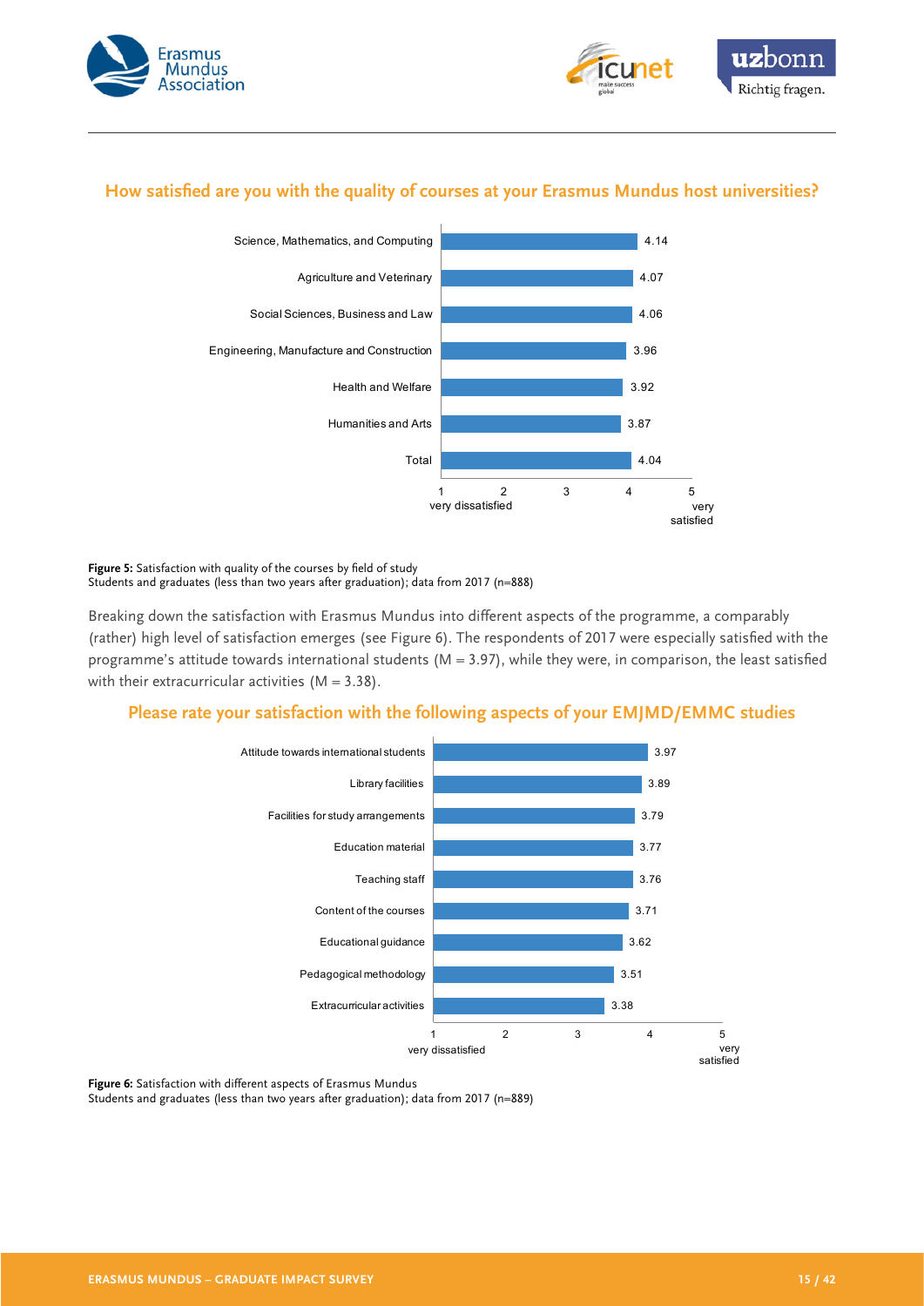## How satisfied are you with the quality of courses at your Erasmus Mundus host universities?

| Field of study | Mean satisfaction (1 = very dissatisfied, 5 = very satisfied) |
|---|---|
| Science, Mathematics, and Computing | 4.14 |
| Agriculture and Veterinary | 4.07 |
| Social Sciences, Business and Law | 4.06 |
| Engineering, Manufacture and Construction | 3.96 |
| Health and Welfare | 3.92 |
| Humanities and Arts | 3.87 |
| Total | 4.04 |

**Figure 5:** Satisfaction with quality of the courses by field of study
Students and graduates (less than two years after graduation); data from 2017 (n=888)

Breaking down the satisfaction with Erasmus Mundus into different aspects of the programme, a comparably (rather) high level of satisfaction emerges (see Figure 6). The respondents of 2017 were especially satisfied with the programme's attitude towards international students (M = 3.97), while they were, in comparison, the least satisfied with their extracurricular activities (M = 3.38).

## Please rate your satisfaction with the following aspects of your EMJMD/EMMC studies

| Aspect | Mean satisfaction (1 = very dissatisfied, 5 = very satisfied) |
|---|---|
| Attitude towards international students | 3.97 |
| Library facilities | 3.89 |
| Facilities for study arrangements | 3.79 |
| Education material | 3.77 |
| Teaching staff | 3.76 |
| Content of the courses | 3.71 |
| Educational guidance | 3.62 |
| Pedagogical methodology | 3.51 |
| Extracurricular activities | 3.38 |

**Figure 6:** Satisfaction with different aspects of Erasmus Mundus
Students and graduates (less than two years after graduation); data from 2017 (n=889)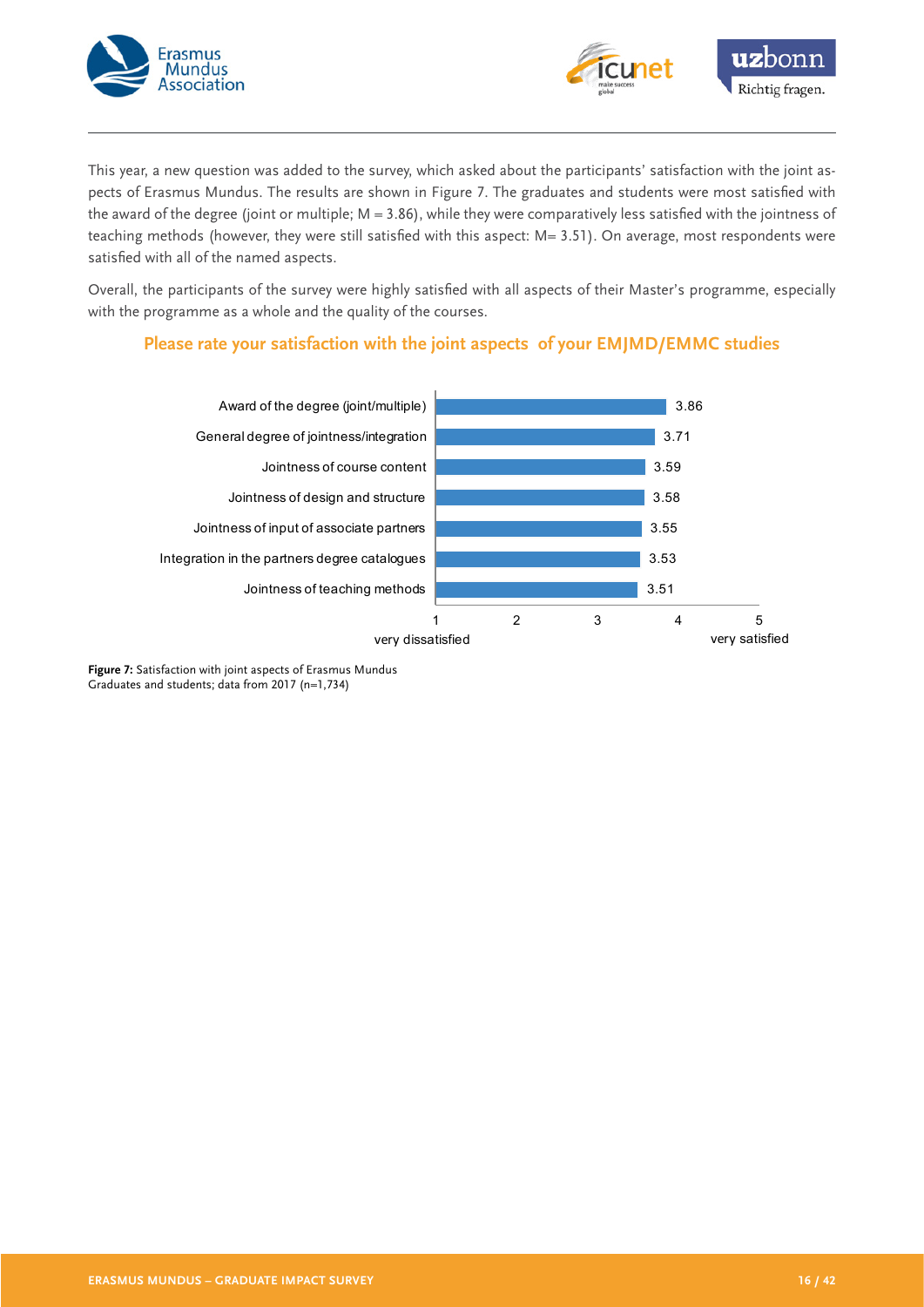This year, a new question was added to the survey, which asked about the participants' satisfaction with the joint aspects of Erasmus Mundus. The results are shown in Figure 7. The graduates and students were most satisfied with the award of the degree (joint or multiple; M = 3.86), while they were comparatively less satisfied with the jointness of teaching methods (however, they were still satisfied with this aspect: M= 3.51). On average, most respondents were satisfied with all of the named aspects.

Overall, the participants of the survey were highly satisfied with all aspects of their Master's programme, especially with the programme as a whole and the quality of the courses.

### Please rate your satisfaction with the joint aspects of your EMJMD/EMMC studies

| Aspect | Mean (1 = very dissatisfied, 5 = very satisfied) |
|---|---|
| Award of the degree (joint/multiple) | 3.86 |
| General degree of jointness/integration | 3.71 |
| Jointness of course content | 3.59 |
| Jointness of design and structure | 3.58 |
| Jointness of input of associate partners | 3.55 |
| Integration in the partners degree catalogues | 3.53 |
| Jointness of teaching methods | 3.51 |

**Figure 7:** Satisfaction with joint aspects of Erasmus Mundus Graduates and students; data from 2017 (n=1,734)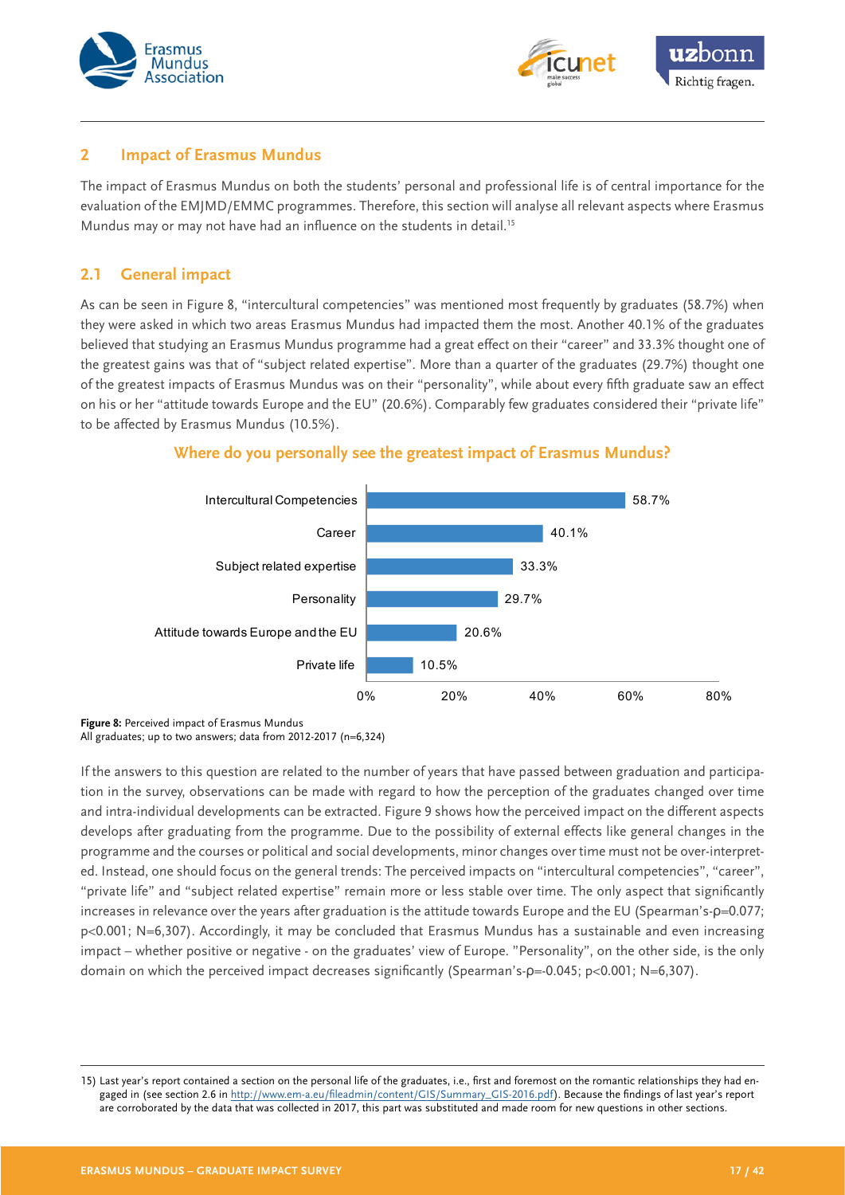## 2 Impact of Erasmus Mundus

The impact of Erasmus Mundus on both the students' personal and professional life is of central importance for the evaluation of the EMJMD/EMMC programmes. Therefore, this section will analyse all relevant aspects where Erasmus Mundus may or may not have had an influence on the students in detail.[15]

### 2.1 General impact

As can be seen in Figure 8, "intercultural competencies" was mentioned most frequently by graduates (58.7%) when they were asked in which two areas Erasmus Mundus had impacted them the most. Another 40.1% of the graduates believed that studying an Erasmus Mundus programme had a great effect on their "career" and 33.3% thought one of the greatest gains was that of "subject related expertise". More than a quarter of the graduates (29.7%) thought one of the greatest impacts of Erasmus Mundus was on their "personality", while about every fifth graduate saw an effect on his or her "attitude towards Europe and the EU" (20.6%). Comparably few graduates considered their "private life" to be affected by Erasmus Mundus (10.5%).

**Where do you personally see the greatest impact of Erasmus Mundus?**

| Area | Percentage |
|---|---|
| Intercultural Competencies | 58.7% |
| Career | 40.1% |
| Subject related expertise | 33.3% |
| Personality | 29.7% |
| Attitude towards Europe and the EU | 20.6% |
| Private life | 10.5% |

**Figure 8:** Perceived impact of Erasmus Mundus
All graduates; up to two answers; data from 2012-2017 (n=6,324)

If the answers to this question are related to the number of years that have passed between graduation and participation in the survey, observations can be made with regard to how the perception of the graduates changed over time and intra-individual developments can be extracted. Figure 9 shows how the perceived impact on the different aspects develops after graduating from the programme. Due to the possibility of external effects like general changes in the programme and the courses or political and social developments, minor changes over time must not be over-interpreted. Instead, one should focus on the general trends: The perceived impacts on "intercultural competencies", "career", "private life" and "subject related expertise" remain more or less stable over time. The only aspect that significantly increases in relevance over the years after graduation is the attitude towards Europe and the EU (Spearman's-$\rho=0.077$; $p<0.001$; N=6,307). Accordingly, it may be concluded that Erasmus Mundus has a sustainable and even increasing impact – whether positive or negative - on the graduates' view of Europe. "Personality", on the other side, is the only domain on which the perceived impact decreases significantly (Spearman's-$\rho=-0.045$; $p<0.001$; N=6,307).

15) Last year's report contained a section on the personal life of the graduates, i.e., first and foremost on the romantic relationships they had engaged in (see section 2.6 in http://www.em-a.eu/fileadmin/content/GIS/Summary_GIS-2016.pdf). Because the findings of last year's report are corroborated by the data that was collected in 2017, this part was substituted and made room for new questions in other sections.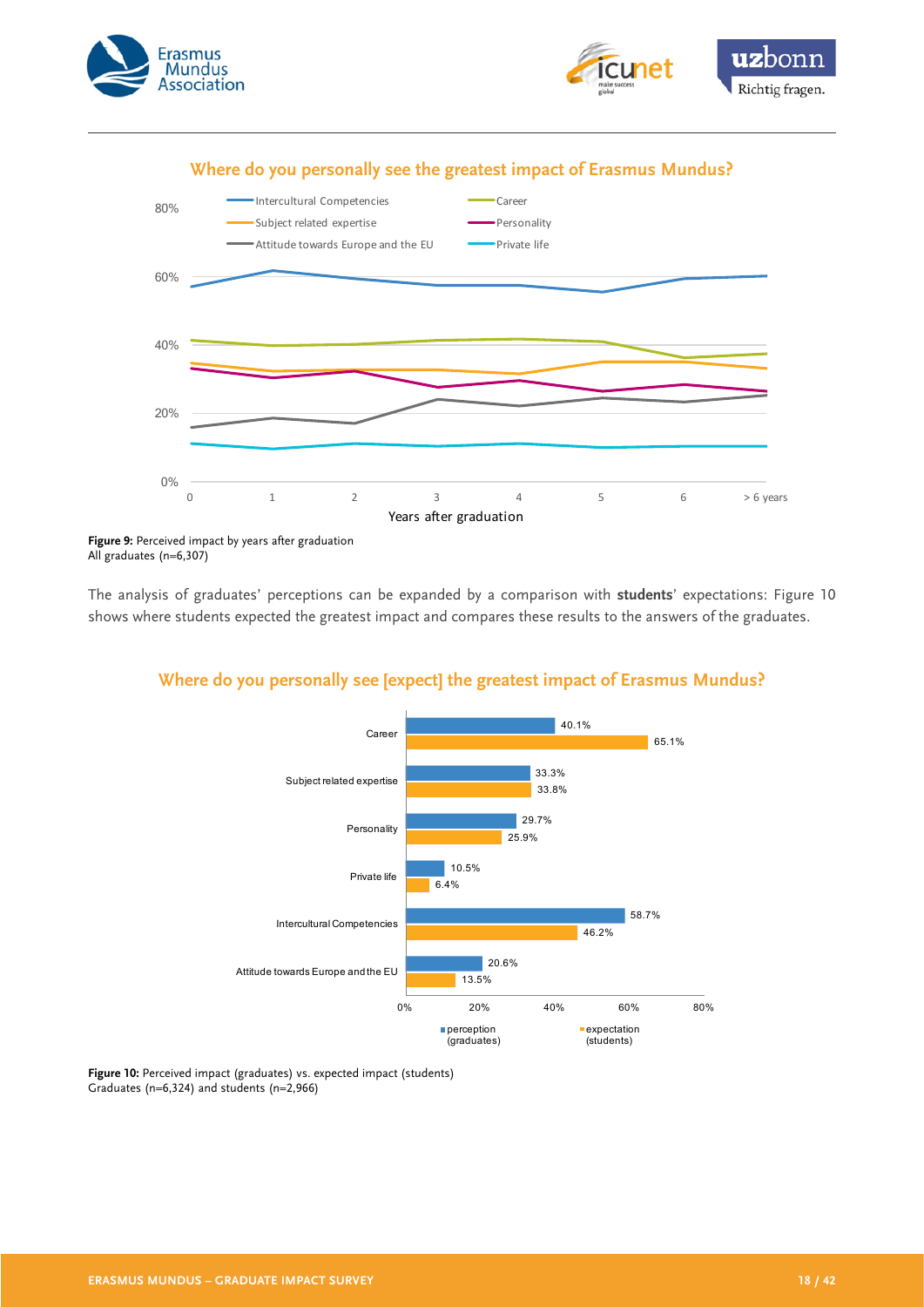## Where do you personally see the greatest impact of Erasmus Mundus?

**Figure 9:** Perceived impact by years after graduation
All graduates (n=6,307)

The analysis of graduates' perceptions can be expanded by a comparison with **students**' expectations: Figure 10 shows where students expected the greatest impact and compares these results to the answers of the graduates.

## Where do you personally see [expect] the greatest impact of Erasmus Mundus?

| | perception (graduates) | expectation (students) |
|---|---|---|
| Career | 40.1% | 65.1% |
| Subject related expertise | 33.3% | 33.8% |
| Personality | 29.7% | 25.9% |
| Private life | 10.5% | 6.4% |
| Intercultural Competencies | 58.7% | 46.2% |
| Attitude towards Europe and the EU | 20.6% | 13.5% |

**Figure 10:** Perceived impact (graduates) vs. expected impact (students)
Graduates (n=6,324) and students (n=2,966)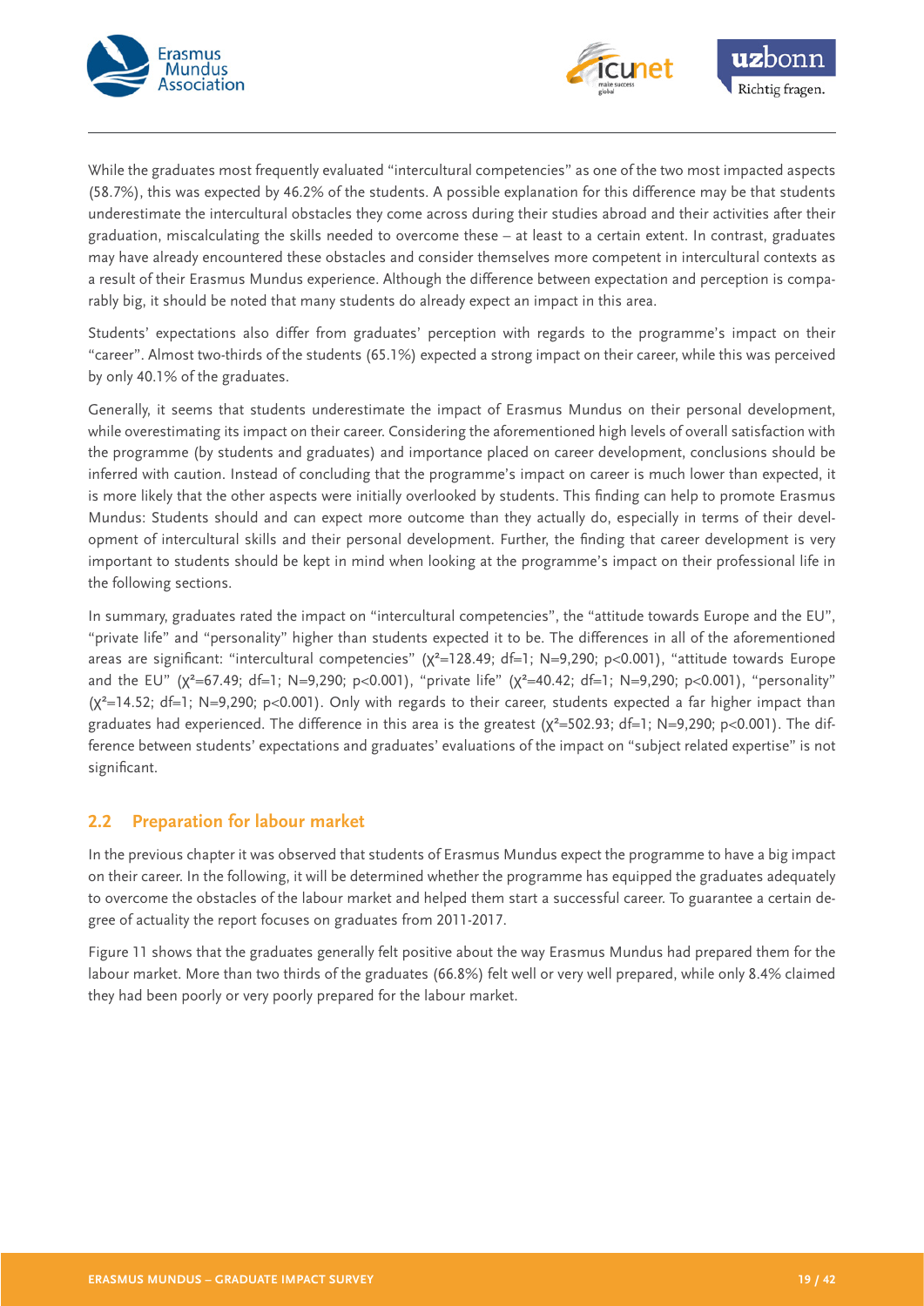While the graduates most frequently evaluated "intercultural competencies" as one of the two most impacted aspects (58.7%), this was expected by 46.2% of the students. A possible explanation for this difference may be that students underestimate the intercultural obstacles they come across during their studies abroad and their activities after their graduation, miscalculating the skills needed to overcome these – at least to a certain extent. In contrast, graduates may have already encountered these obstacles and consider themselves more competent in intercultural contexts as a result of their Erasmus Mundus experience. Although the difference between expectation and perception is comparably big, it should be noted that many students do already expect an impact in this area.

Students' expectations also differ from graduates' perception with regards to the programme's impact on their "career". Almost two-thirds of the students (65.1%) expected a strong impact on their career, while this was perceived by only 40.1% of the graduates.

Generally, it seems that students underestimate the impact of Erasmus Mundus on their personal development, while overestimating its impact on their career. Considering the aforementioned high levels of overall satisfaction with the programme (by students and graduates) and importance placed on career development, conclusions should be inferred with caution. Instead of concluding that the programme's impact on career is much lower than expected, it is more likely that the other aspects were initially overlooked by students. This finding can help to promote Erasmus Mundus: Students should and can expect more outcome than they actually do, especially in terms of their development of intercultural skills and their personal development. Further, the finding that career development is very important to students should be kept in mind when looking at the programme's impact on their professional life in the following sections.

In summary, graduates rated the impact on "intercultural competencies", the "attitude towards Europe and the EU", "private life" and "personality" higher than students expected it to be. The differences in all of the aforementioned areas are significant: "intercultural competencies" ($\chi^2$=128.49; df=1; N=9,290; $p<0.001$), "attitude towards Europe and the EU" ($\chi^2$=67.49; df=1; N=9,290; $p<0.001$), "private life" ($\chi^2$=40.42; df=1; N=9,290; $p<0.001$), "personality" ($\chi^2$=14.52; df=1; N=9,290; $p<0.001$). Only with regards to their career, students expected a far higher impact than graduates had experienced. The difference in this area is the greatest ($\chi^2$=502.93; df=1; N=9,290; $p<0.001$). The difference between students' expectations and graduates' evaluations of the impact on "subject related expertise" is not significant.

## 2.2 Preparation for labour market

In the previous chapter it was observed that students of Erasmus Mundus expect the programme to have a big impact on their career. In the following, it will be determined whether the programme has equipped the graduates adequately to overcome the obstacles of the labour market and helped them start a successful career. To guarantee a certain degree of actuality the report focuses on graduates from 2011-2017.

Figure 11 shows that the graduates generally felt positive about the way Erasmus Mundus had prepared them for the labour market. More than two thirds of the graduates (66.8%) felt well or very well prepared, while only 8.4% claimed they had been poorly or very poorly prepared for the labour market.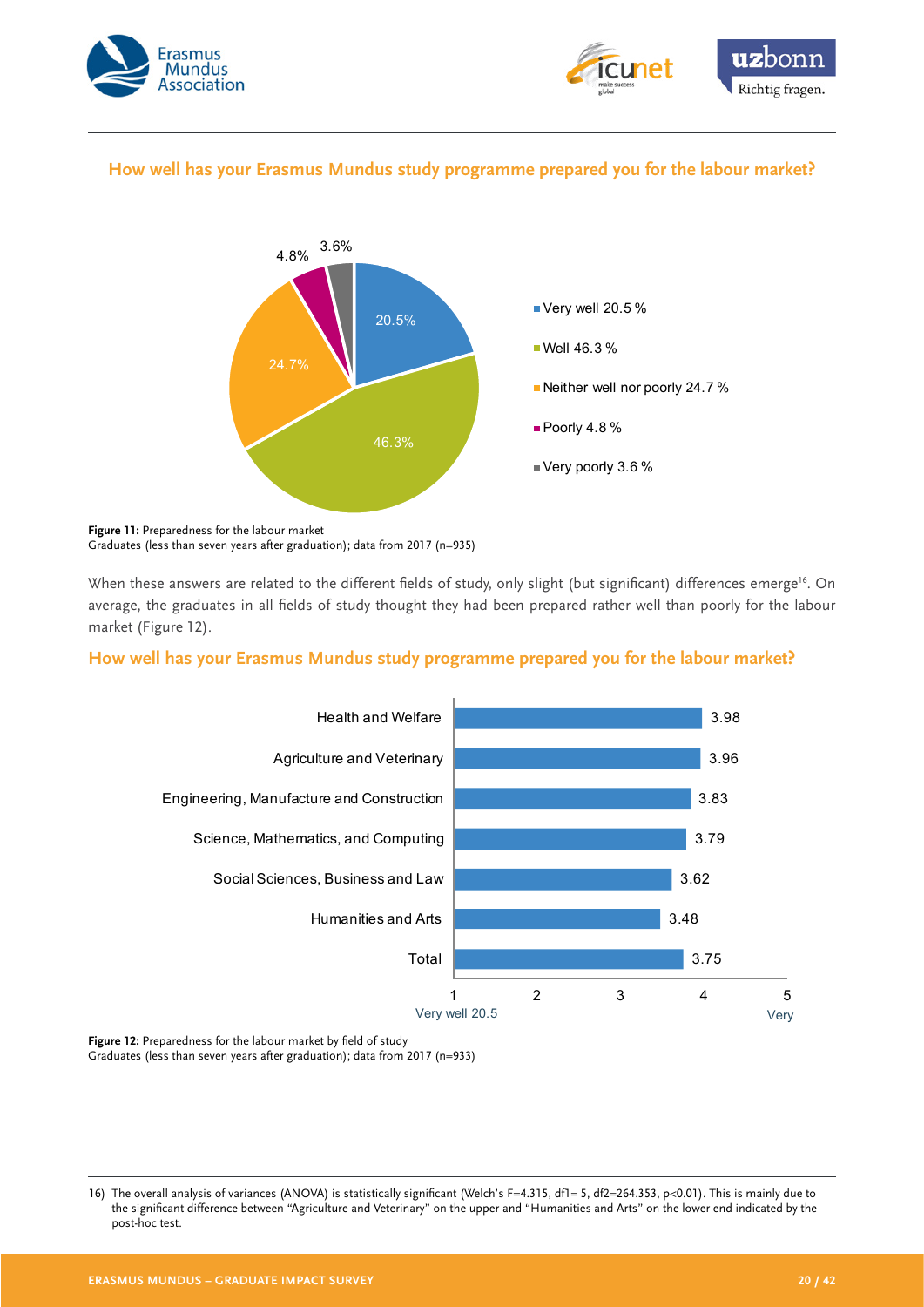## How well has your Erasmus Mundus study programme prepared you for the labour market?

| Response | Share |
|---|---|
| Very well | 20.5 % |
| Well | 46.3 % |
| Neither well nor poorly | 24.7 % |
| Poorly | 4.8 % |
| Very poorly | 3.6 % |

**Figure 11:** Preparedness for the labour market
Graduates (less than seven years after graduation); data from 2017 (n=935)

When these answers are related to the different fields of study, only slight (but significant) differences emerge[16]. On average, the graduates in all fields of study thought they had been prepared rather well than poorly for the labour market (Figure 12).

## How well has your Erasmus Mundus study programme prepared you for the labour market?

| Field of study | Mean (1 = Very well 20.5 – 5 = Very) |
|---|---|
| Health and Welfare | 3.98 |
| Agriculture and Veterinary | 3.96 |
| Engineering, Manufacture and Construction | 3.83 |
| Science, Mathematics, and Computing | 3.79 |
| Social Sciences, Business and Law | 3.62 |
| Humanities and Arts | 3.48 |
| Total | 3.75 |

**Figure 12:** Preparedness for the labour market by field of study
Graduates (less than seven years after graduation); data from 2017 (n=933)

16) The overall analysis of variances (ANOVA) is statistically significant (Welch's $F=4.315$, $df1= 5$, $df2=264.353$, $p<0.01$). This is mainly due to the significant difference between "Agriculture and Veterinary" on the upper and "Humanities and Arts" on the lower end indicated by the post-hoc test.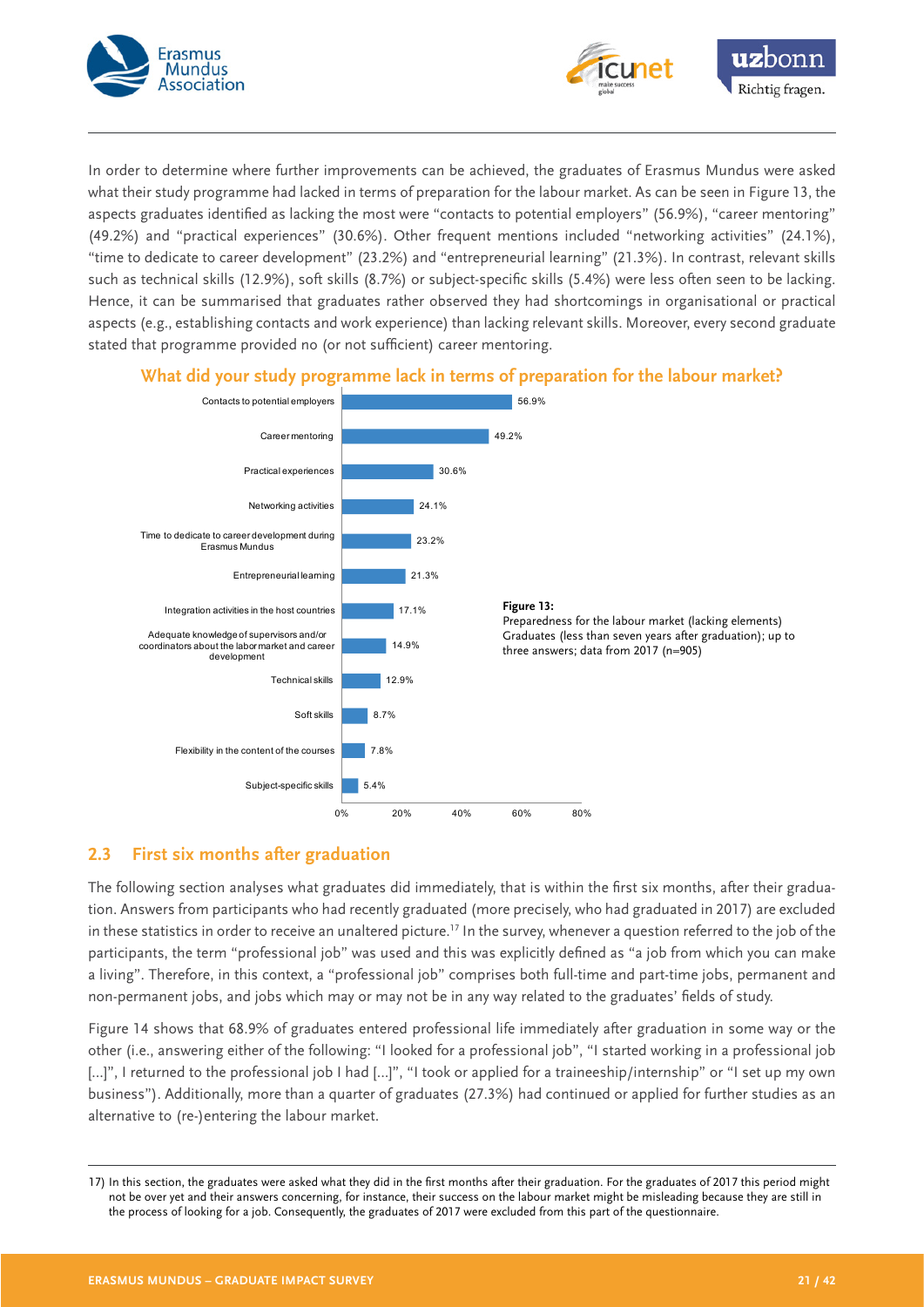In order to determine where further improvements can be achieved, the graduates of Erasmus Mundus were asked what their study programme had lacked in terms of preparation for the labour market. As can be seen in Figure 13, the aspects graduates identified as lacking the most were "contacts to potential employers" (56.9%), "career mentoring" (49.2%) and "practical experiences" (30.6%). Other frequent mentions included "networking activities" (24.1%), "time to dedicate to career development" (23.2%) and "entrepreneurial learning" (21.3%). In contrast, relevant skills such as technical skills (12.9%), soft skills (8.7%) or subject-specific skills (5.4%) were less often seen to be lacking. Hence, it can be summarised that graduates rather observed they had shortcomings in organisational or practical aspects (e.g., establishing contacts and work experience) than lacking relevant skills. Moreover, every second graduate stated that programme provided no (or not sufficient) career mentoring.

**What did your study programme lack in terms of preparation for the labour market?**

| Element | Share |
|---|---|
| Contacts to potential employers | 56.9% |
| Career mentoring | 49.2% |
| Practical experiences | 30.6% |
| Networking activities | 24.1% |
| Time to dedicate to career development during Erasmus Mundus | 23.2% |
| Entrepreneurial learning | 21.3% |
| Integration activities in the host countries | 17.1% |
| Adequate knowledge of supervisors and/or coordinators about the labor market and career development | 14.9% |
| Technical skills | 12.9% |
| Soft skills | 8.7% |
| Flexibility in the content of the courses | 7.8% |
| Subject-specific skills | 5.4% |

**Figure 13:**
Preparedness for the labour market (lacking elements) Graduates (less than seven years after graduation); up to three answers; data from 2017 (n=905)

## 2.3 First six months after graduation

The following section analyses what graduates did immediately, that is within the first six months, after their graduation. Answers from participants who had recently graduated (more precisely, who had graduated in 2017) are excluded in these statistics in order to receive an unaltered picture.[17] In the survey, whenever a question referred to the job of the participants, the term "professional job" was used and this was explicitly defined as "a job from which you can make a living". Therefore, in this context, a "professional job" comprises both full-time and part-time jobs, permanent and non-permanent jobs, and jobs which may or may not be in any way related to the graduates' fields of study.

Figure 14 shows that 68.9% of graduates entered professional life immediately after graduation in some way or the other (i.e., answering either of the following: "I looked for a professional job", "I started working in a professional job [...]", I returned to the professional job I had [...]", "I took or applied for a traineeship/internship" or "I set up my own business"). Additionally, more than a quarter of graduates (27.3%) had continued or applied for further studies as an alternative to (re-)entering the labour market.

17) In this section, the graduates were asked what they did in the first months after their graduation. For the graduates of 2017 this period might not be over yet and their answers concerning, for instance, their success on the labour market might be misleading because they are still in the process of looking for a job. Consequently, the graduates of 2017 were excluded from this part of the questionnaire.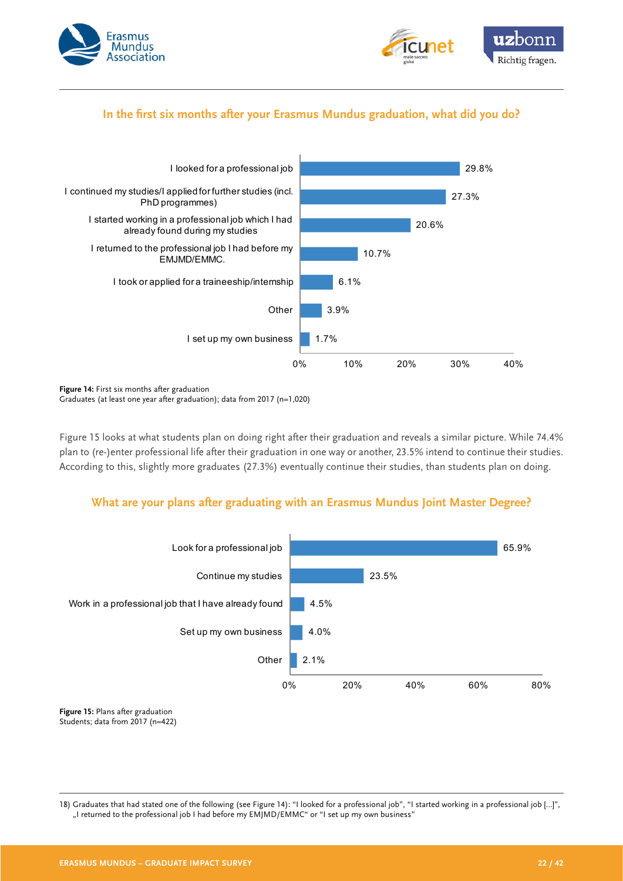## In the first six months after your Erasmus Mundus graduation, what did you do?

| Response | Percentage |
|---|---|
| I looked for a professional job | 29.8% |
| I continued my studies/I applied for further studies (incl. PhD programmes) | 27.3% |
| I started working in a professional job which I had already found during my studies | 20.6% |
| I returned to the professional job I had before my EMJMD/EMMC. | 10.7% |
| I took or applied for a traineeship/internship | 6.1% |
| Other | 3.9% |
| I set up my own business | 1.7% |

**Figure 14:** First six months after graduation
Graduates (at least one year after graduation); data from 2017 (n=1,020)

Figure 15 looks at what students plan on doing right after their graduation and reveals a similar picture. While 74.4% plan to (re-)enter professional life after their graduation in one way or another, 23.5% intend to continue their studies. According to this, slightly more graduates (27.3%) eventually continue their studies, than students plan on doing.

## What are your plans after graduating with an Erasmus Mundus Joint Master Degree?

| Response | Percentage |
|---|---|
| Look for a professional job | 65.9% |
| Continue my studies | 23.5% |
| Work in a professional job that I have already found | 4.5% |
| Set up my own business | 4.0% |
| Other | 2.1% |

**Figure 15:** Plans after graduation
Students; data from 2017 (n=422)

18) Graduates that had stated one of the following (see Figure 14): "I looked for a professional job", "I started working in a professional job […]", „I returned to the professional job I had before my EMJMD/EMMC" or "I set up my own business"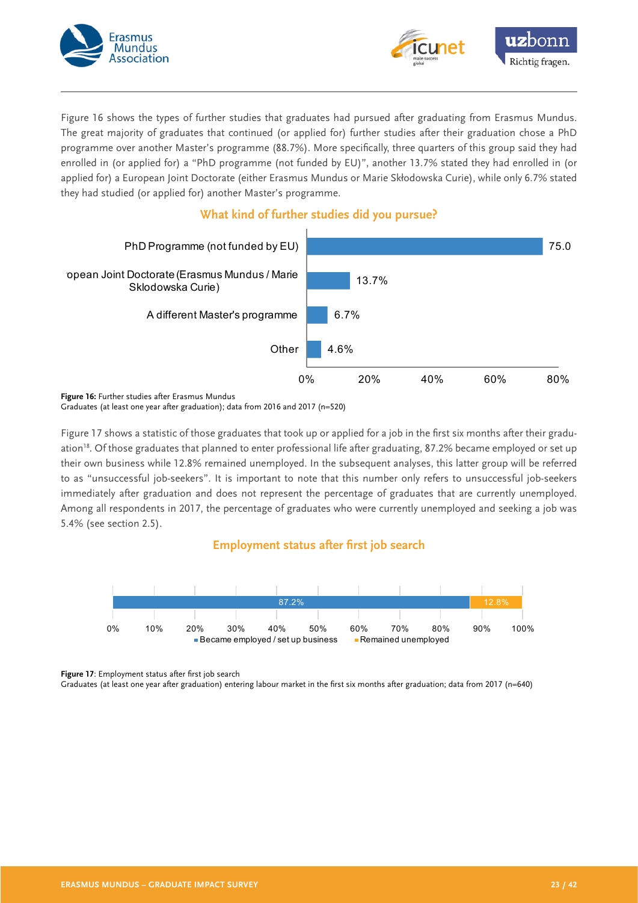Figure 16 shows the types of further studies that graduates had pursued after graduating from Erasmus Mundus. The great majority of graduates that continued (or applied for) further studies after their graduation chose a PhD programme over another Master's programme (88.7%). More specifically, three quarters of this group said they had enrolled in (or applied for) a "PhD programme (not funded by EU)", another 13.7% stated they had enrolled in (or applied for) a European Joint Doctorate (either Erasmus Mundus or Marie Skłodowska Curie), while only 6.7% stated they had studied (or applied for) another Master's programme.

**What kind of further studies did you pursue?**

| Further studies | Share |
|---|---|
| PhD Programme (not funded by EU) | 75.0 |
| European Joint Doctorate (Erasmus Mundus / Marie Sklodowska Curie) | 13.7% |
| A different Master's programme | 6.7% |
| Other | 4.6% |

**Figure 16:** Further studies after Erasmus Mundus
Graduates (at least one year after graduation); data from 2016 and 2017 (n=520)

Figure 17 shows a statistic of those graduates that took up or applied for a job in the first six months after their graduation[18]. Of those graduates that planned to enter professional life after graduating, 87.2% became employed or set up their own business while 12.8% remained unemployed. In the subsequent analyses, this latter group will be referred to as "unsuccessful job-seekers". It is important to note that this number only refers to unsuccessful job-seekers immediately after graduation and does not represent the percentage of graduates that are currently unemployed. Among all respondents in 2017, the percentage of graduates who were currently unemployed and seeking a job was 5.4% (see section 2.5).

**Employment status after first job search**

| Became employed / set up business | Remained unemployed |
|---|---|
| 87.2% | 12.8% |

**Figure 17**: Employment status after first job search
Graduates (at least one year after graduation) entering labour market in the first six months after graduation; data from 2017 (n=640)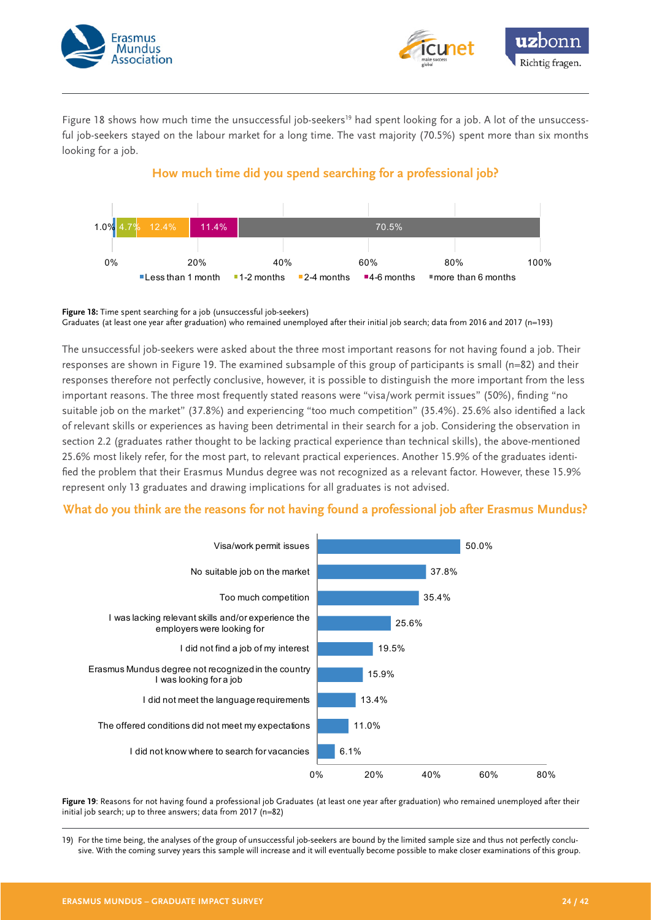Figure 18 shows how much time the unsuccessful job-seekers[19] had spent looking for a job. A lot of the unsuccessful job-seekers stayed on the labour market for a long time. The vast majority (70.5%) spent more than six months looking for a job.

### How much time did you spend searching for a professional job?

| Less than 1 month | 1-2 months | 2-4 months | 4-6 months | more than 6 months |
|---|---|---|---|---|
| 1.0% | 4.7% | 12.4% | 11.4% | 70.5% |

**Figure 18:** Time spent searching for a job (unsuccessful job-seekers)
Graduates (at least one year after graduation) who remained unemployed after their initial job search; data from 2016 and 2017 (n=193)

The unsuccessful job-seekers were asked about the three most important reasons for not having found a job. Their responses are shown in Figure 19. The examined subsample of this group of participants is small (n=82) and their responses therefore not perfectly conclusive, however, it is possible to distinguish the more important from the less important reasons. The three most frequently stated reasons were "visa/work permit issues" (50%), finding "no suitable job on the market" (37.8%) and experiencing "too much competition" (35.4%). 25.6% also identified a lack of relevant skills or experiences as having been detrimental in their search for a job. Considering the observation in section 2.2 (graduates rather thought to be lacking practical experience than technical skills), the above-mentioned 25.6% most likely refer, for the most part, to relevant practical experiences. Another 15.9% of the graduates identified the problem that their Erasmus Mundus degree was not recognized as a relevant factor. However, these 15.9% represent only 13 graduates and drawing implications for all graduates is not advised.

### What do you think are the reasons for not having found a professional job after Erasmus Mundus?

| Reason | Share |
|---|---|
| Visa/work permit issues | 50.0% |
| No suitable job on the market | 37.8% |
| Too much competition | 35.4% |
| I was lacking relevant skills and/or experience the employers were looking for | 25.6% |
| I did not find a job of my interest | 19.5% |
| Erasmus Mundus degree not recognized in the country I was looking for a job | 15.9% |
| I did not meet the language requirements | 13.4% |
| The offered conditions did not meet my expectations | 11.0% |
| I did not know where to search for vacancies | 6.1% |

**Figure 19**: Reasons for not having found a professional job Graduates (at least one year after graduation) who remained unemployed after their initial job search; up to three answers; data from 2017 (n=82)

19) For the time being, the analyses of the group of unsuccessful job-seekers are bound by the limited sample size and thus not perfectly conclusive. With the coming survey years this sample will increase and it will eventually become possible to make closer examinations of this group.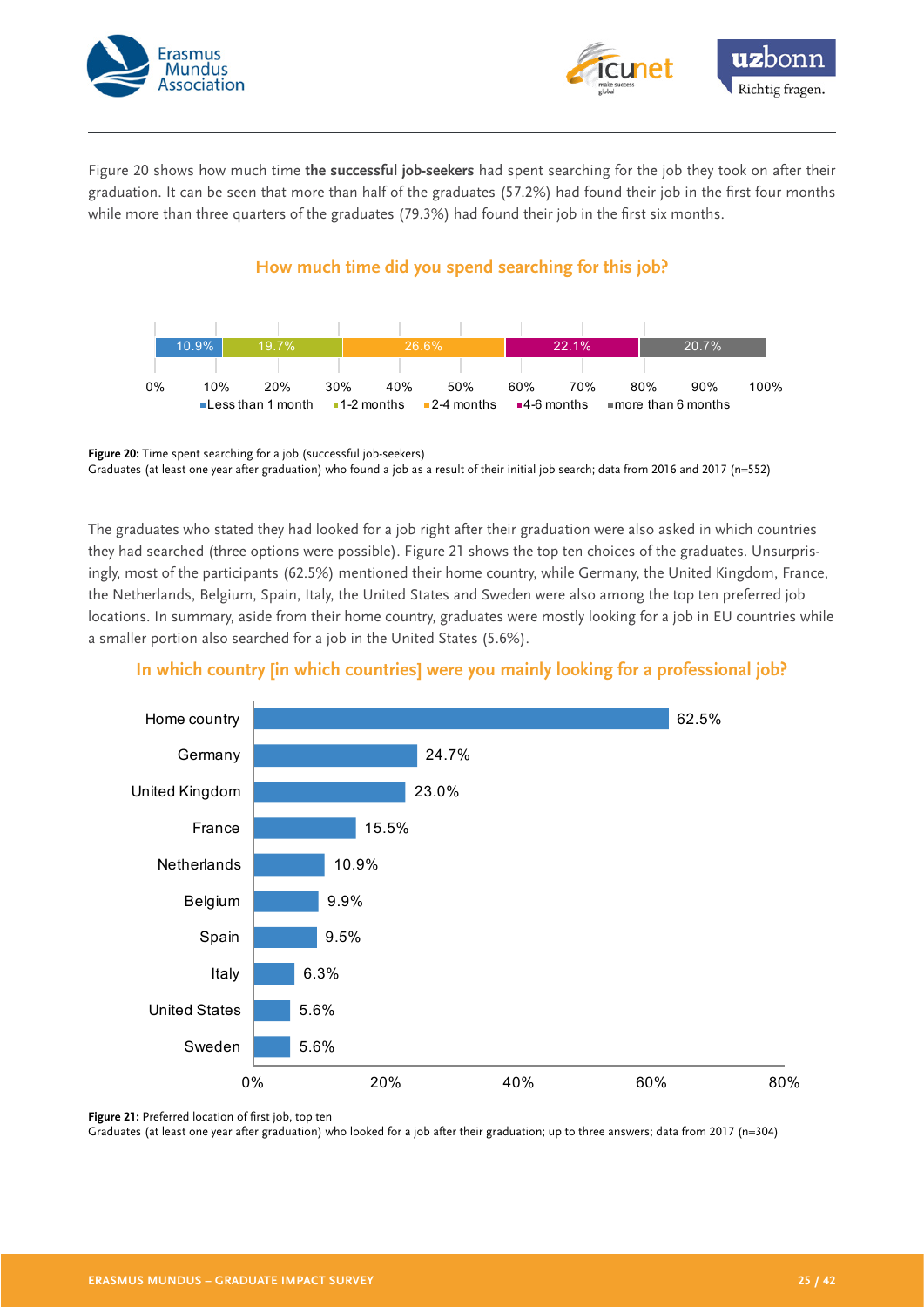Figure 20 shows how much time **the successful job-seekers** had spent searching for the job they took on after their graduation. It can be seen that more than half of the graduates (57.2%) had found their job in the first four months while more than three quarters of the graduates (79.3%) had found their job in the first six months.

### How much time did you spend searching for this job?

| Less than 1 month | 1-2 months | 2-4 months | 4-6 months | more than 6 months |
|---|---|---|---|---|
| 10.9% | 19.7% | 26.6% | 22.1% | 20.7% |

**Figure 20:** Time spent searching for a job (successful job-seekers)
Graduates (at least one year after graduation) who found a job as a result of their initial job search; data from 2016 and 2017 (n=552)

The graduates who stated they had looked for a job right after their graduation were also asked in which countries they had searched (three options were possible). Figure 21 shows the top ten choices of the graduates. Unsurprisingly, most of the participants (62.5%) mentioned their home country, while Germany, the United Kingdom, France, the Netherlands, Belgium, Spain, Italy, the United States and Sweden were also among the top ten preferred job locations. In summary, aside from their home country, graduates were mostly looking for a job in EU countries while a smaller portion also searched for a job in the United States (5.6%).

### In which country [in which countries] were you mainly looking for a professional job?

| Country | % |
|---|---|
| Home country | 62.5% |
| Germany | 24.7% |
| United Kingdom | 23.0% |
| France | 15.5% |
| Netherlands | 10.9% |
| Belgium | 9.9% |
| Spain | 9.5% |
| Italy | 6.3% |
| United States | 5.6% |
| Sweden | 5.6% |

**Figure 21:** Preferred location of first job, top ten
Graduates (at least one year after graduation) who looked for a job after their graduation; up to three answers; data from 2017 (n=304)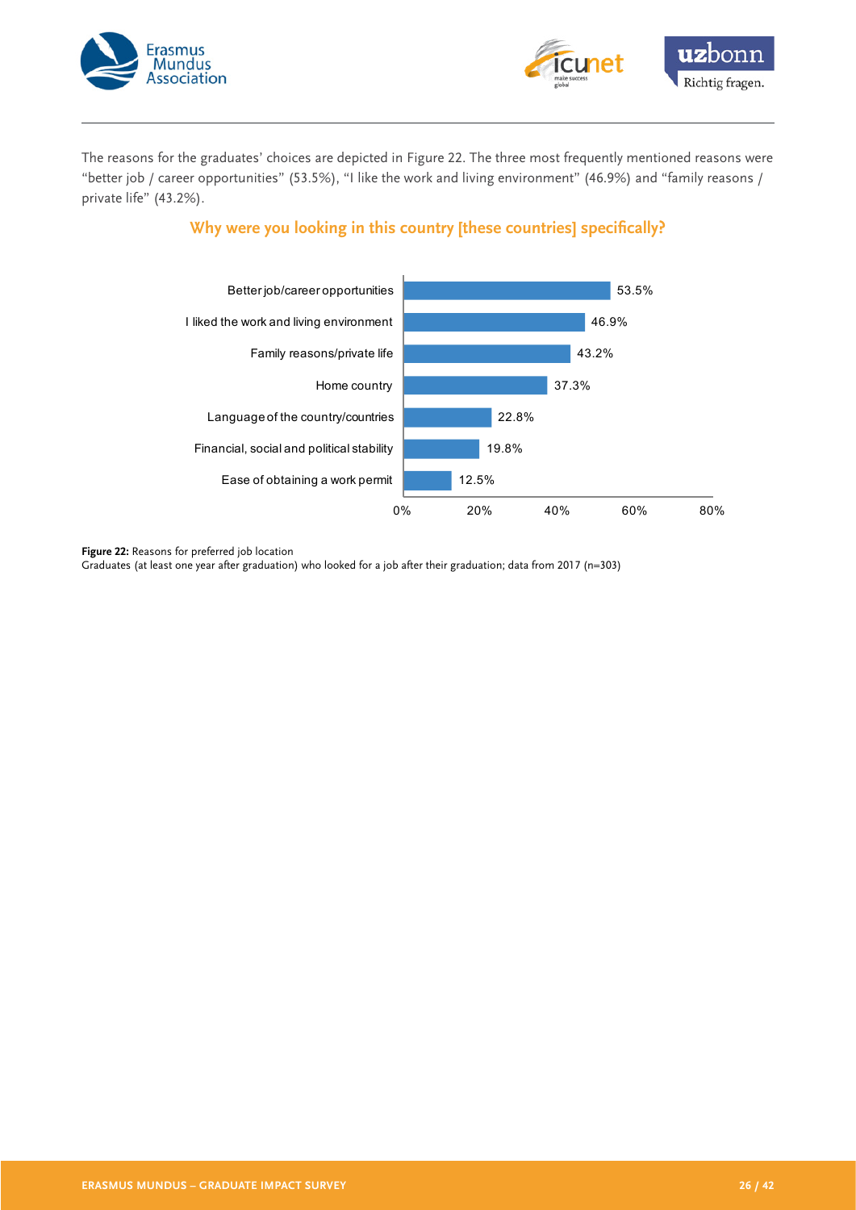The reasons for the graduates' choices are depicted in Figure 22. The three most frequently mentioned reasons were "better job / career opportunities" (53.5%), "I like the work and living environment" (46.9%) and "family reasons / private life" (43.2%).

## Why were you looking in this country [these countries] specifically?

| Reason | Percentage |
|---|---|
| Better job/career opportunities | 53.5% |
| I liked the work and living environment | 46.9% |
| Family reasons/private life | 43.2% |
| Home country | 37.3% |
| Language of the country/countries | 22.8% |
| Financial, social and political stability | 19.8% |
| Ease of obtaining a work permit | 12.5% |

**Figure 22:** Reasons for preferred job location
Graduates (at least one year after graduation) who looked for a job after their graduation; data from 2017 (n=303)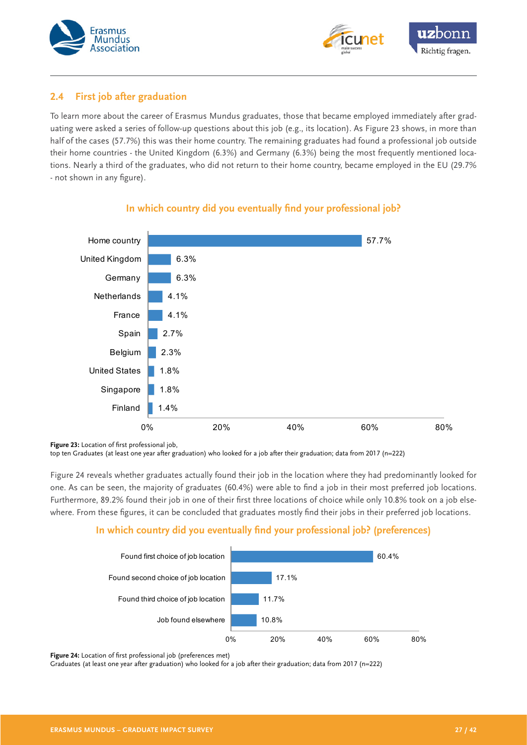## 2.4 First job after graduation

To learn more about the career of Erasmus Mundus graduates, those that became employed immediately after graduating were asked a series of follow-up questions about this job (e.g., its location). As Figure 23 shows, in more than half of the cases (57.7%) this was their home country. The remaining graduates had found a professional job outside their home countries - the United Kingdom (6.3%) and Germany (6.3%) being the most frequently mentioned locations. Nearly a third of the graduates, who did not return to their home country, became employed in the EU (29.7% - not shown in any figure).

### In which country did you eventually find your professional job?

| Country | Share |
|---|---|
| Home country | 57.7% |
| United Kingdom | 6.3% |
| Germany | 6.3% |
| Netherlands | 4.1% |
| France | 4.1% |
| Spain | 2.7% |
| Belgium | 2.3% |
| United States | 1.8% |
| Singapore | 1.8% |
| Finland | 1.4% |

**Figure 23:** Location of first professional job,
top ten Graduates (at least one year after graduation) who looked for a job after their graduation; data from 2017 (n=222)

Figure 24 reveals whether graduates actually found their job in the location where they had predominantly looked for one. As can be seen, the majority of graduates (60.4%) were able to find a job in their most preferred job locations. Furthermore, 89.2% found their job in one of their first three locations of choice while only 10.8% took on a job elsewhere. From these figures, it can be concluded that graduates mostly find their jobs in their preferred job locations.

### In which country did you eventually find your professional job? (preferences)

| Location | Share |
|---|---|
| Found first choice of job location | 60.4% |
| Found second choice of job location | 17.1% |
| Found third choice of job location | 11.7% |
| Job found elsewhere | 10.8% |

**Figure 24:** Location of first professional job (preferences met)
Graduates (at least one year after graduation) who looked for a job after their graduation; data from 2017 (n=222)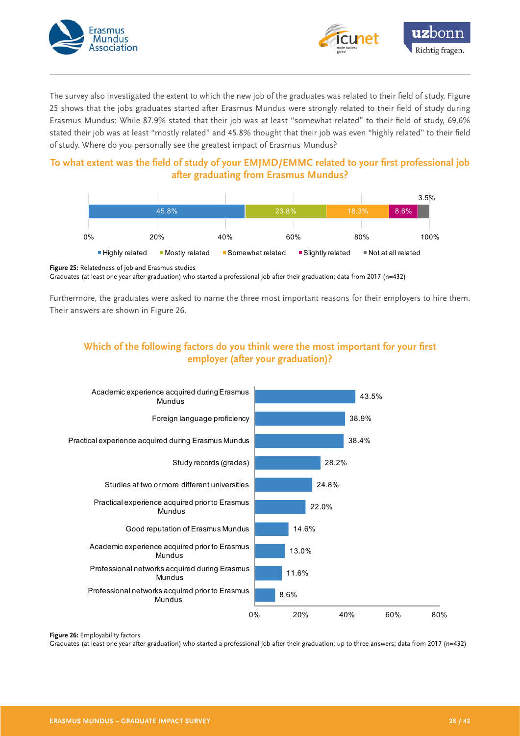The survey also investigated the extent to which the new job of the graduates was related to their field of study. Figure 25 shows that the jobs graduates started after Erasmus Mundus were strongly related to their field of study during Erasmus Mundus: While 87.9% stated that their job was at least "somewhat related" to their field of study, 69.6% stated their job was at least "mostly related" and 45.8% thought that their job was even "highly related" to their field of study. Where do you personally see the greatest impact of Erasmus Mundus?

## To what extent was the field of study of your EMJMD/EMMC related to your first professional job after graduating from Erasmus Mundus?

| Highly related | Mostly related | Somewhat related | Slightly related | Not at all related |
|---|---|---|---|---|
| 45.8% | 23.8% | 18.3% | 8.6% | 3.5% |

**Figure 25:** Relatedness of job and Erasmus studies
Graduates (at least one year after graduation) who started a professional job after their graduation; data from 2017 (n=432)

Furthermore, the graduates were asked to name the three most important reasons for their employers to hire them. Their answers are shown in Figure 26.

## Which of the following factors do you think were the most important for your first employer (after your graduation)?

| Factor | Percentage |
|---|---|
| Academic experience acquired during Erasmus Mundus | 43.5% |
| Foreign language proficiency | 38.9% |
| Practical experience acquired during Erasmus Mundus | 38.4% |
| Study records (grades) | 28.2% |
| Studies at two or more different universities | 24.8% |
| Practical experience acquired prior to Erasmus Mundus | 22.0% |
| Good reputation of Erasmus Mundus | 14.6% |
| Academic experience acquired prior to Erasmus Mundus | 13.0% |
| Professional networks acquired during Erasmus Mundus | 11.6% |
| Professional networks acquired prior to Erasmus Mundus | 8.6% |

**Figure 26:** Employability factors
Graduates (at least one year after graduation) who started a professional job after their graduation; up to three answers; data from 2017 (n=432)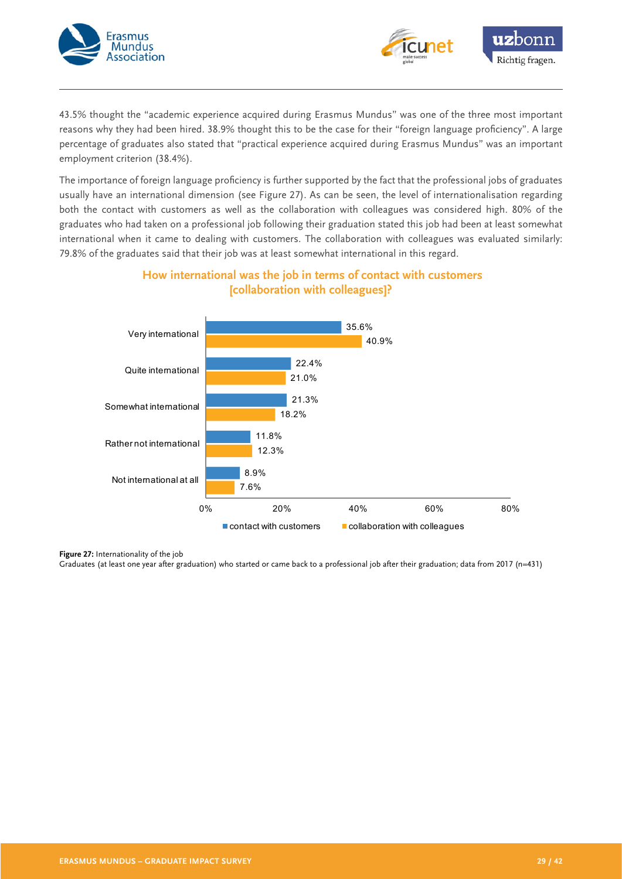43.5% thought the "academic experience acquired during Erasmus Mundus" was one of the three most important reasons why they had been hired. 38.9% thought this to be the case for their "foreign language proficiency". A large percentage of graduates also stated that "practical experience acquired during Erasmus Mundus" was an important employment criterion (38.4%).

The importance of foreign language proficiency is further supported by the fact that the professional jobs of graduates usually have an international dimension (see Figure 27). As can be seen, the level of internationalisation regarding both the contact with customers as well as the collaboration with colleagues was considered high. 80% of the graduates who had taken on a professional job following their graduation stated this job had been at least somewhat international when it came to dealing with customers. The collaboration with colleagues was evaluated similarly: 79.8% of the graduates said that their job was at least somewhat international in this regard.

**How international was the job in terms of contact with customers [collaboration with colleagues]?**

| | contact with customers | collaboration with colleagues |
|---|---|---|
| Very international | 35.6% | 40.9% |
| Quite international | 22.4% | 21.0% |
| Somewhat international | 21.3% | 18.2% |
| Rather not international | 11.8% | 12.3% |
| Not international at all | 8.9% | 7.6% |

**Figure 27:** Internationality of the job
Graduates (at least one year after graduation) who started or came back to a professional job after their graduation; data from 2017 (n=431)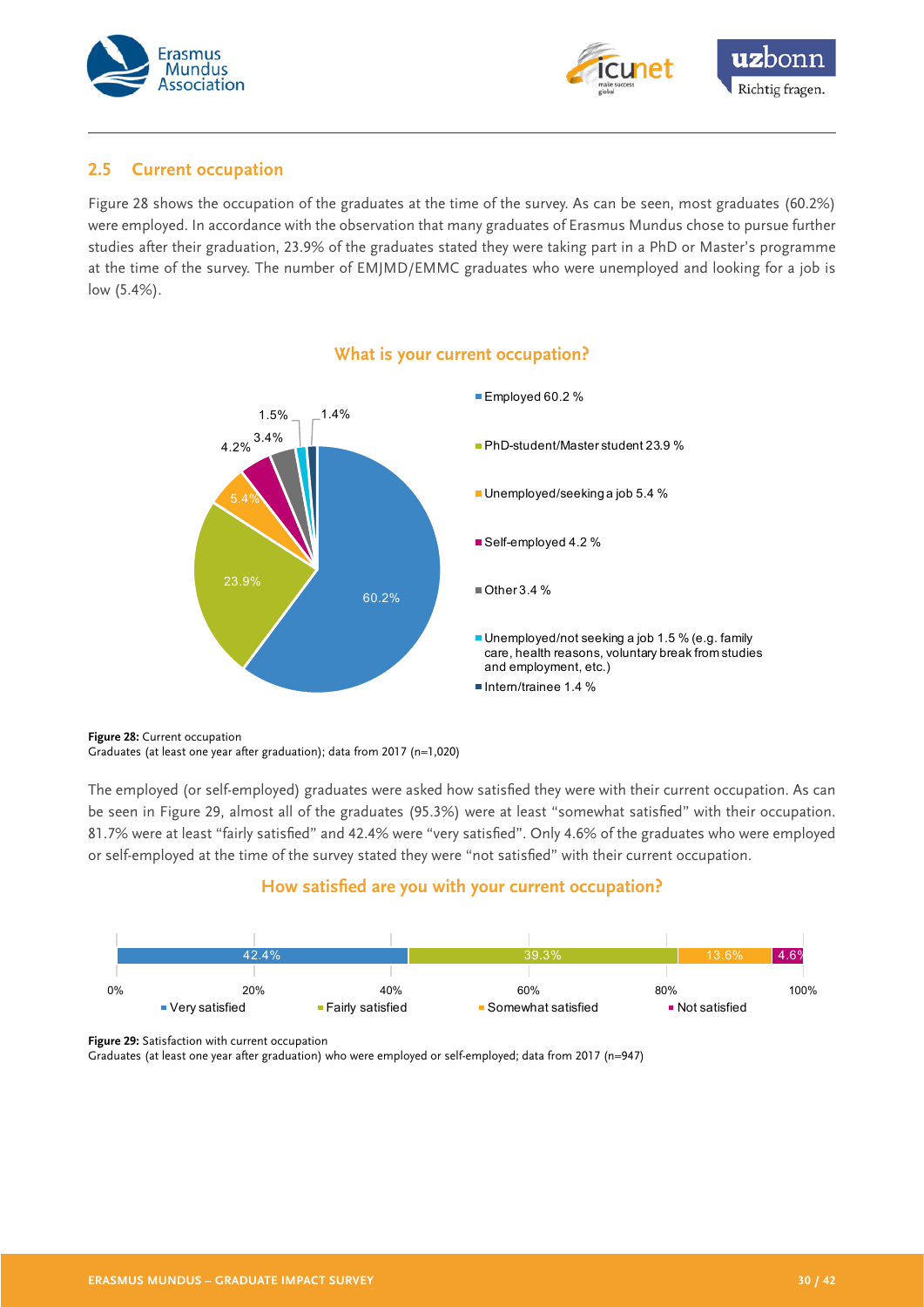## 2.5 Current occupation

Figure 28 shows the occupation of the graduates at the time of the survey. As can be seen, most graduates (60.2%) were employed. In accordance with the observation that many graduates of Erasmus Mundus chose to pursue further studies after their graduation, 23.9% of the graduates stated they were taking part in a PhD or Master's programme at the time of the survey. The number of EMJMD/EMMC graduates who were unemployed and looking for a job is low (5.4%).

**What is your current occupation?**

- Employed 60.2 %
- PhD-student/Master student 23.9 %
- Unemployed/seeking a job 5.4 %
- Self-employed 4.2 %
- Other 3.4 %
- Unemployed/not seeking a job 1.5 % (e.g. family care, health reasons, voluntary break from studies and employment, etc.)
- Intern/trainee 1.4 %

**Figure 28:** Current occupation
Graduates (at least one year after graduation); data from 2017 (n=1,020)

The employed (or self-employed) graduates were asked how satisfied they were with their current occupation. As can be seen in Figure 29, almost all of the graduates (95.3%) were at least "somewhat satisfied" with their occupation. 81.7% were at least "fairly satisfied" and 42.4% were "very satisfied". Only 4.6% of the graduates who were employed or self-employed at the time of the survey stated they were "not satisfied" with their current occupation.

**How satisfied are you with your current occupation?**

| Very satisfied | Fairly satisfied | Somewhat satisfied | Not satisfied |
|---|---|---|---|
| 42.4% | 39.3% | 13.6% | 4.6% |

**Figure 29:** Satisfaction with current occupation
Graduates (at least one year after graduation) who were employed or self-employed; data from 2017 (n=947)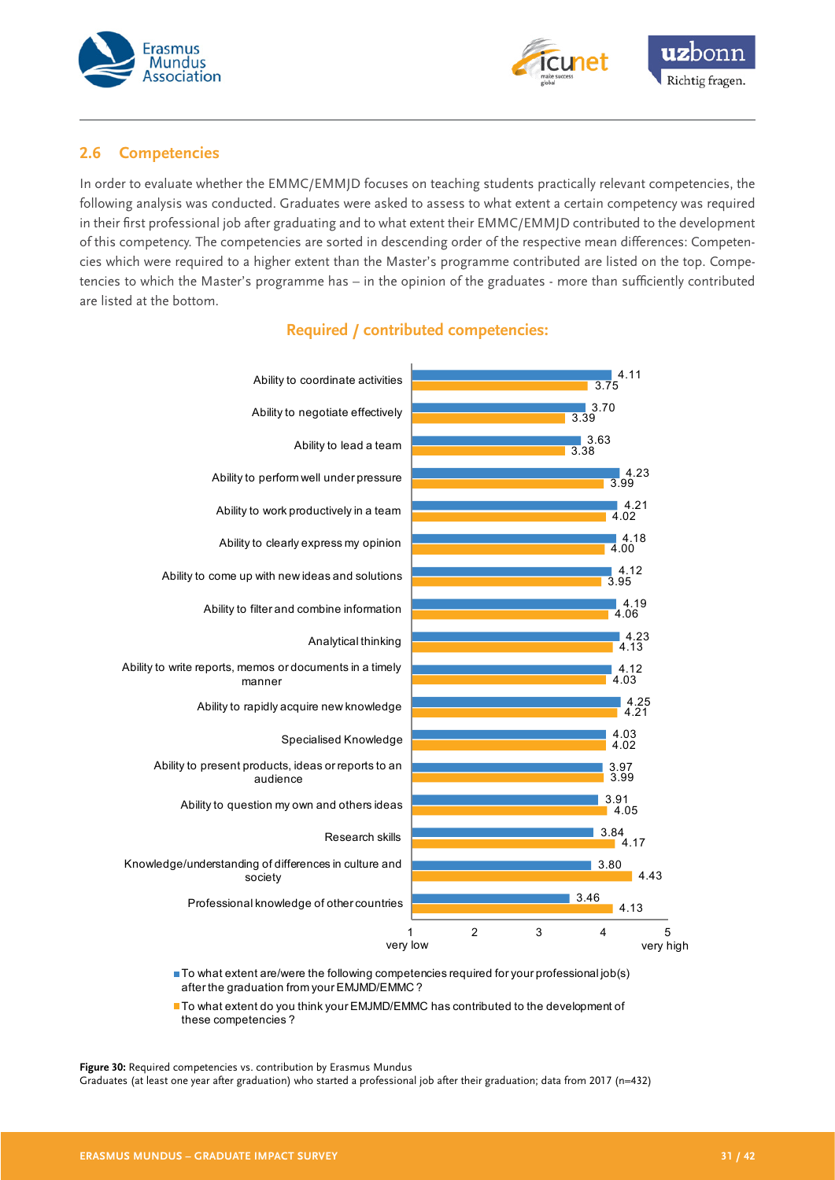## 2.6 Competencies

In order to evaluate whether the EMMC/EMMJD focuses on teaching students practically relevant competencies, the following analysis was conducted. Graduates were asked to assess to what extent a certain competency was required in their first professional job after graduating and to what extent their EMMC/EMMJD contributed to the development of this competency. The competencies are sorted in descending order of the respective mean differences: Competencies which were required to a higher extent than the Master's programme contributed are listed on the top. Competencies to which the Master's programme has – in the opinion of the graduates - more than sufficiently contributed are listed at the bottom.

**Required / contributed competencies:**

| Competency | Required for professional job(s) | Contributed by EMJMD/EMMC |
|---|---|---|
| Ability to coordinate activities | 4.11 | 3.75 |
| Ability to negotiate effectively | 3.70 | 3.39 |
| Ability to lead a team | 3.63 | 3.38 |
| Ability to perform well under pressure | 4.23 | 3.99 |
| Ability to work productively in a team | 4.21 | 4.02 |
| Ability to clearly express my opinion | 4.18 | 4.00 |
| Ability to come up with new ideas and solutions | 4.12 | 3.95 |
| Ability to filter and combine information | 4.19 | 4.06 |
| Analytical thinking | 4.23 | 4.13 |
| Ability to write reports, memos or documents in a timely manner | 4.12 | 4.03 |
| Ability to rapidly acquire new knowledge | 4.25 | 4.21 |
| Specialised Knowledge | 4.03 | 4.02 |
| Ability to present products, ideas or reports to an audience | 3.97 | 3.99 |
| Ability to question my own and others ideas | 3.91 | 4.05 |
| Research skills | 3.84 | 4.17 |
| Knowledge/understanding of differences in culture and society | 3.80 | 4.43 |
| Professional knowledge of other countries | 3.46 | 4.13 |

Scale: 1 = very low … 5 = very high

- To what extent are/were the following competencies required for your professional job(s) after the graduation from your EMJMD/EMMC ?
- To what extent do you think your EMJMD/EMMC has contributed to the development of these competencies ?

**Figure 30:** Required competencies vs. contribution by Erasmus Mundus
Graduates (at least one year after graduation) who started a professional job after their graduation; data from 2017 (n=432)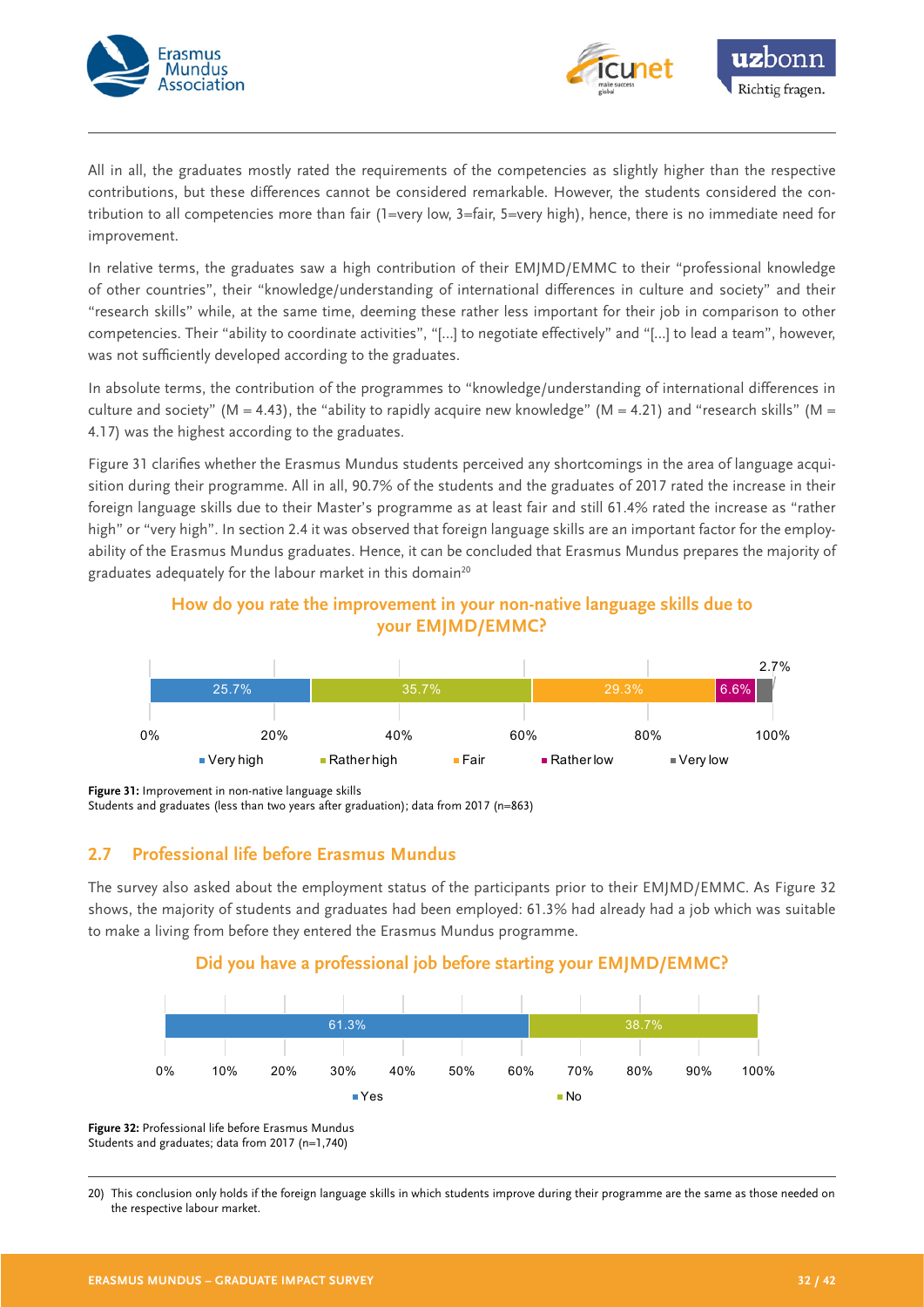All in all, the graduates mostly rated the requirements of the competencies as slightly higher than the respective contributions, but these differences cannot be considered remarkable. However, the students considered the contribution to all competencies more than fair (1=very low, 3=fair, 5=very high), hence, there is no immediate need for improvement.

In relative terms, the graduates saw a high contribution of their EMJMD/EMMC to their "professional knowledge of other countries", their "knowledge/understanding of international differences in culture and society" and their "research skills" while, at the same time, deeming these rather less important for their job in comparison to other competencies. Their "ability to coordinate activities", "[...] to negotiate effectively" and "[...] to lead a team", however, was not sufficiently developed according to the graduates.

In absolute terms, the contribution of the programmes to "knowledge/understanding of international differences in culture and society" (M = 4.43), the "ability to rapidly acquire new knowledge" (M = 4.21) and "research skills" (M = 4.17) was the highest according to the graduates.

Figure 31 clarifies whether the Erasmus Mundus students perceived any shortcomings in the area of language acquisition during their programme. All in all, 90.7% of the students and the graduates of 2017 rated the increase in their foreign language skills due to their Master's programme as at least fair and still 61.4% rated the increase as "rather high" or "very high". In section 2.4 it was observed that foreign language skills are an important factor for the employability of the Erasmus Mundus graduates. Hence, it can be concluded that Erasmus Mundus prepares the majority of graduates adequately for the labour market in this domain[20]

**How do you rate the improvement in your non-native language skills due to your EMJMD/EMMC?**

| Very high | Rather high | Fair | Rather low | Very low |
|---|---|---|---|---|
| 25.7% | 35.7% | 29.3% | 6.6% | 2.7% |

**Figure 31:** Improvement in non-native language skills
Students and graduates (less than two years after graduation); data from 2017 (n=863)

## 2.7 Professional life before Erasmus Mundus

The survey also asked about the employment status of the participants prior to their EMJMD/EMMC. As Figure 32 shows, the majority of students and graduates had been employed: 61.3% had already had a job which was suitable to make a living from before they entered the Erasmus Mundus programme.

**Did you have a professional job before starting your EMJMD/EMMC?**

| Yes | No |
|---|---|
| 61.3% | 38.7% |

**Figure 32:** Professional life before Erasmus Mundus
Students and graduates; data from 2017 (n=1,740)

20) This conclusion only holds if the foreign language skills in which students improve during their programme are the same as those needed on the respective labour market.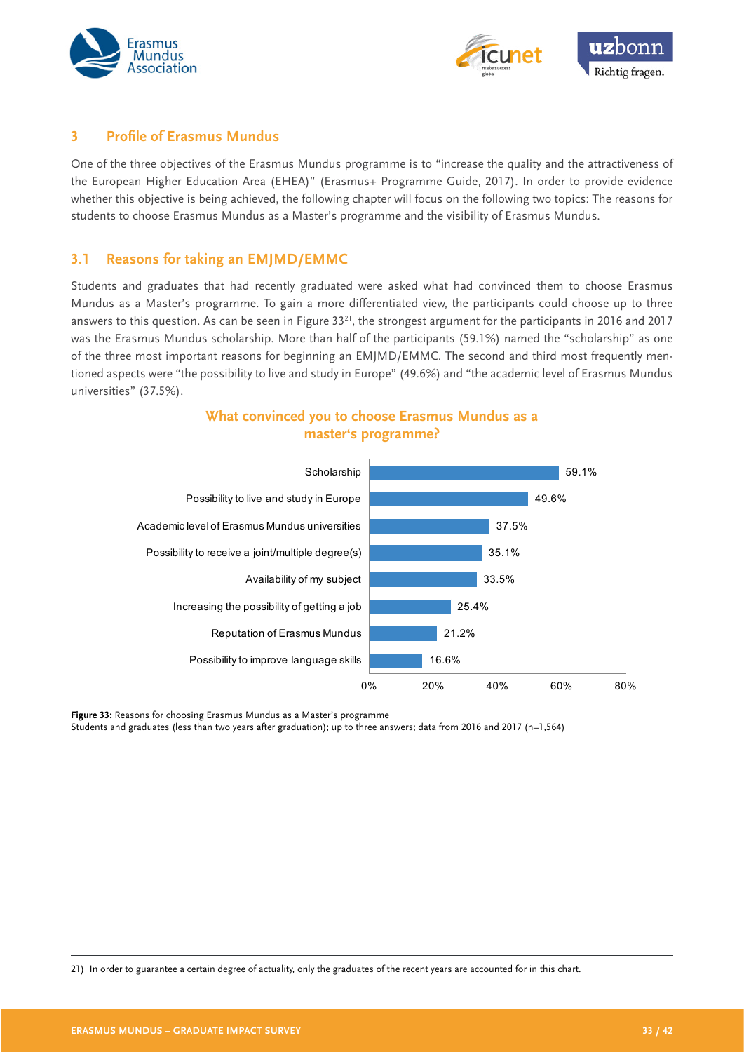## 3 Profile of Erasmus Mundus

One of the three objectives of the Erasmus Mundus programme is to "increase the quality and the attractiveness of the European Higher Education Area (EHEA)" (Erasmus+ Programme Guide, 2017). In order to provide evidence whether this objective is being achieved, the following chapter will focus on the following two topics: The reasons for students to choose Erasmus Mundus as a Master's programme and the visibility of Erasmus Mundus.

### 3.1 Reasons for taking an EMJMD/EMMC

Students and graduates that had recently graduated were asked what had convinced them to choose Erasmus Mundus as a Master's programme. To gain a more differentiated view, the participants could choose up to three answers to this question. As can be seen in Figure 33[21], the strongest argument for the participants in 2016 and 2017 was the Erasmus Mundus scholarship. More than half of the participants (59.1%) named the "scholarship" as one of the three most important reasons for beginning an EMJMD/EMMC. The second and third most frequently mentioned aspects were "the possibility to live and study in Europe" (49.6%) and "the academic level of Erasmus Mundus universities" (37.5%).

**What convinced you to choose Erasmus Mundus as a master's programme?**

| Reason | Percentage |
|---|---|
| Scholarship | 59.1% |
| Possibility to live and study in Europe | 49.6% |
| Academic level of Erasmus Mundus universities | 37.5% |
| Possibility to receive a joint/multiple degree(s) | 35.1% |
| Availability of my subject | 33.5% |
| Increasing the possibility of getting a job | 25.4% |
| Reputation of Erasmus Mundus | 21.2% |
| Possibility to improve language skills | 16.6% |

**Figure 33:** Reasons for choosing Erasmus Mundus as a Master's programme
Students and graduates (less than two years after graduation); up to three answers; data from 2016 and 2017 (n=1,564)

21) In order to guarantee a certain degree of actuality, only the graduates of the recent years are accounted for in this chart.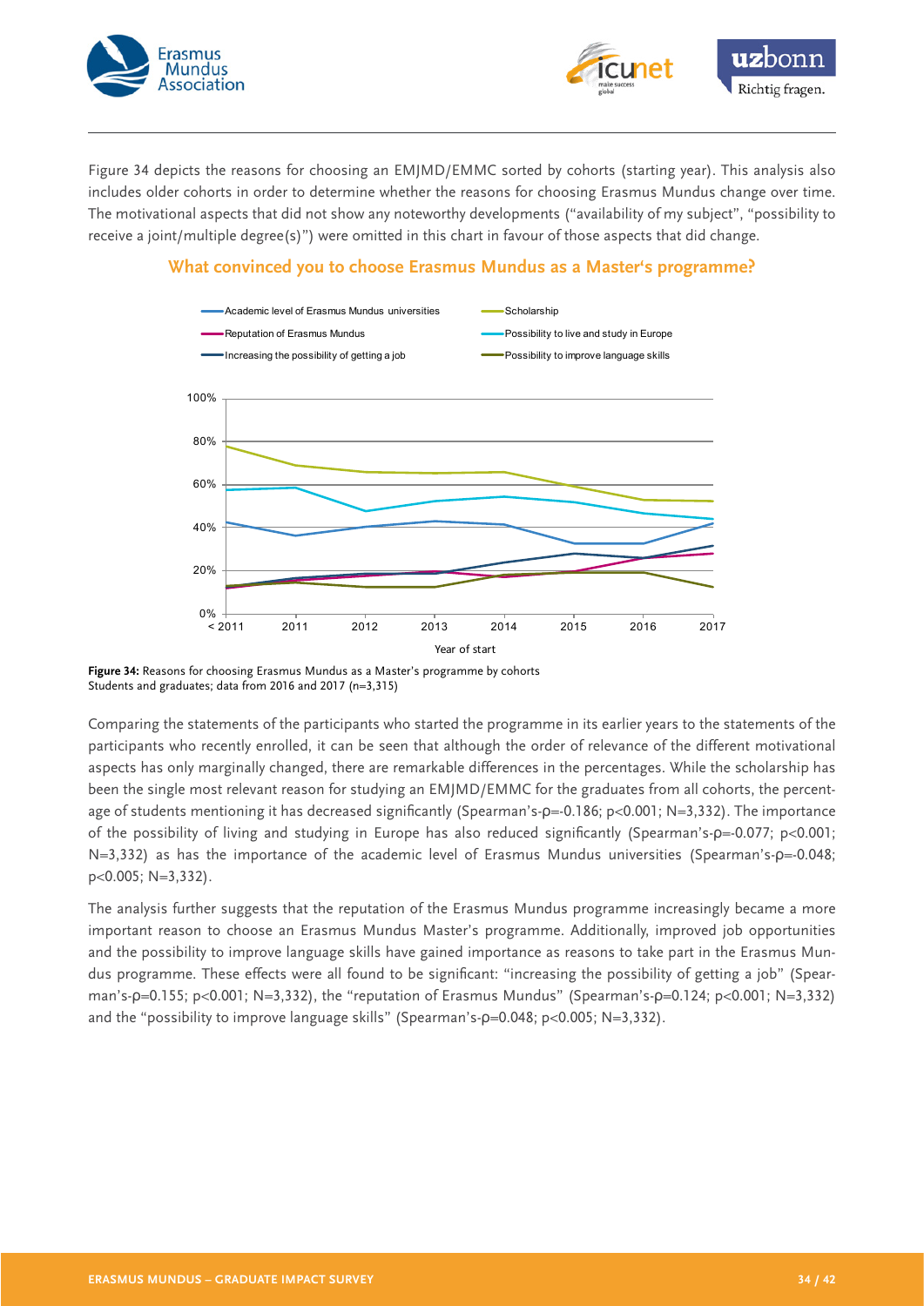Figure 34 depicts the reasons for choosing an EMJMD/EMMC sorted by cohorts (starting year). This analysis also includes older cohorts in order to determine whether the reasons for choosing Erasmus Mundus change over time. The motivational aspects that did not show any noteworthy developments ("availability of my subject", "possibility to receive a joint/multiple degree(s)") were omitted in this chart in favour of those aspects that did change.

## What convinced you to choose Erasmus Mundus as a Master's programme?

**Figure 34:** Reasons for choosing Erasmus Mundus as a Master's programme by cohorts
Students and graduates; data from 2016 and 2017 (n=3,315)

Comparing the statements of the participants who started the programme in its earlier years to the statements of the participants who recently enrolled, it can be seen that although the order of relevance of the different motivational aspects has only marginally changed, there are remarkable differences in the percentages. While the scholarship has been the single most relevant reason for studying an EMJMD/EMMC for the graduates from all cohorts, the percentage of students mentioning it has decreased significantly (Spearman's-$\rho$=-0.186; $p<0.001$; N=3,332). The importance of the possibility of living and studying in Europe has also reduced significantly (Spearman's-$\rho$=-0.077; $p<0.001$; N=3,332) as has the importance of the academic level of Erasmus Mundus universities (Spearman's-$\rho$=-0.048; $p<0.005$; N=3,332).

The analysis further suggests that the reputation of the Erasmus Mundus programme increasingly became a more important reason to choose an Erasmus Mundus Master's programme. Additionally, improved job opportunities and the possibility to improve language skills have gained importance as reasons to take part in the Erasmus Mundus programme. These effects were all found to be significant: "increasing the possibility of getting a job" (Spearman's-$\rho$=0.155; $p<0.001$; N=3,332), the "reputation of Erasmus Mundus" (Spearman's-$\rho$=0.124; $p<0.001$; N=3,332) and the "possibility to improve language skills" (Spearman's-$\rho$=0.048; $p<0.005$; N=3,332).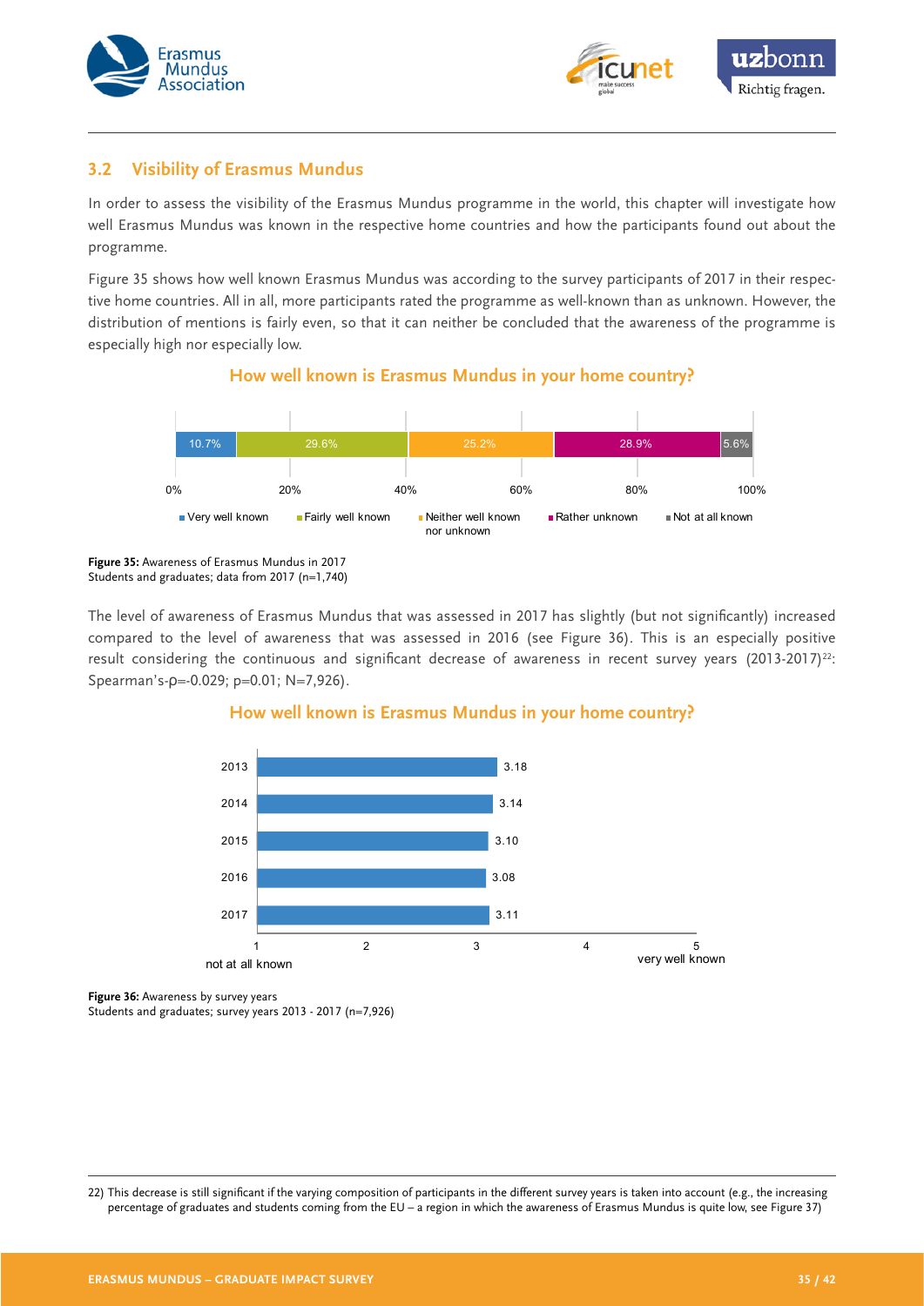## 3.2 Visibility of Erasmus Mundus

In order to assess the visibility of the Erasmus Mundus programme in the world, this chapter will investigate how well Erasmus Mundus was known in the respective home countries and how the participants found out about the programme.

Figure 35 shows how well known Erasmus Mundus was according to the survey participants of 2017 in their respective home countries. All in all, more participants rated the programme as well-known than as unknown. However, the distribution of mentions is fairly even, so that it can neither be concluded that the awareness of the programme is especially high nor especially low.

**How well known is Erasmus Mundus in your home country?**

| Very well known | Fairly well known | Neither well known nor unknown | Rather unknown | Not at all known |
|---|---|---|---|---|
| 10.7% | 29.6% | 25.2% | 28.9% | 5.6% |

**Figure 35:** Awareness of Erasmus Mundus in 2017
Students and graduates; data from 2017 (n=1,740)

The level of awareness of Erasmus Mundus that was assessed in 2017 has slightly (but not significantly) increased compared to the level of awareness that was assessed in 2016 (see Figure 36). This is an especially positive result considering the continuous and significant decrease of awareness in recent survey years (2013-2017)[22]: Spearman's-$\rho$=-0.029; p=0.01; N=7,926).

**How well known is Erasmus Mundus in your home country?**

(Scale: 1 = not at all known, 5 = very well known)

| Year | Mean |
|---|---|
| 2013 | 3.18 |
| 2014 | 3.14 |
| 2015 | 3.10 |
| 2016 | 3.08 |
| 2017 | 3.11 |

**Figure 36:** Awareness by survey years
Students and graduates; survey years 2013 - 2017 (n=7,926)

22) This decrease is still significant if the varying composition of participants in the different survey years is taken into account (e.g., the increasing percentage of graduates and students coming from the EU – a region in which the awareness of Erasmus Mundus is quite low, see Figure 37)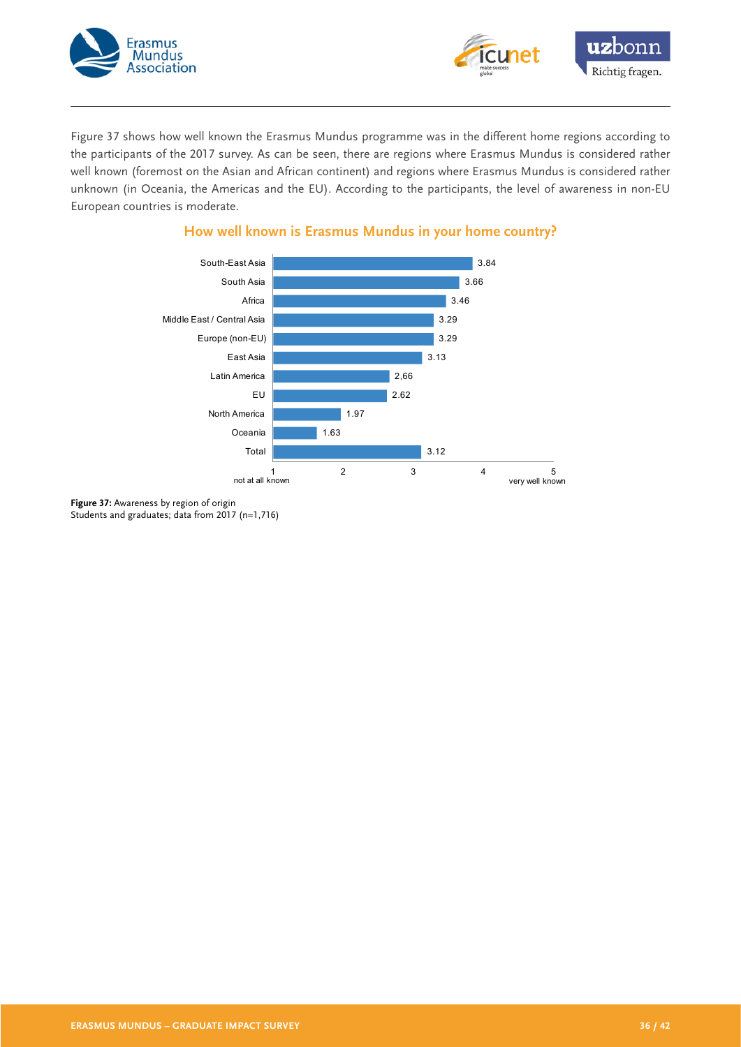Figure 37 shows how well known the Erasmus Mundus programme was in the different home regions according to the participants of the 2017 survey. As can be seen, there are regions where Erasmus Mundus is considered rather well known (foremost on the Asian and African continent) and regions where Erasmus Mundus is considered rather unknown (in Oceania, the Americas and the EU). According to the participants, the level of awareness in non-EU European countries is moderate.

## How well known is Erasmus Mundus in your home country?

| Region | Mean (1 = not at all known, 5 = very well known) |
|---|---|
| South-East Asia | 3.84 |
| South Asia | 3.66 |
| Africa | 3.46 |
| Middle East / Central Asia | 3.29 |
| Europe (non-EU) | 3.29 |
| East Asia | 3.13 |
| Latin America | 2,66 |
| EU | 2.62 |
| North America | 1.97 |
| Oceania | 1.63 |
| Total | 3.12 |

**Figure 37:** Awareness by region of origin
Students and graduates; data from 2017 (n=1,716)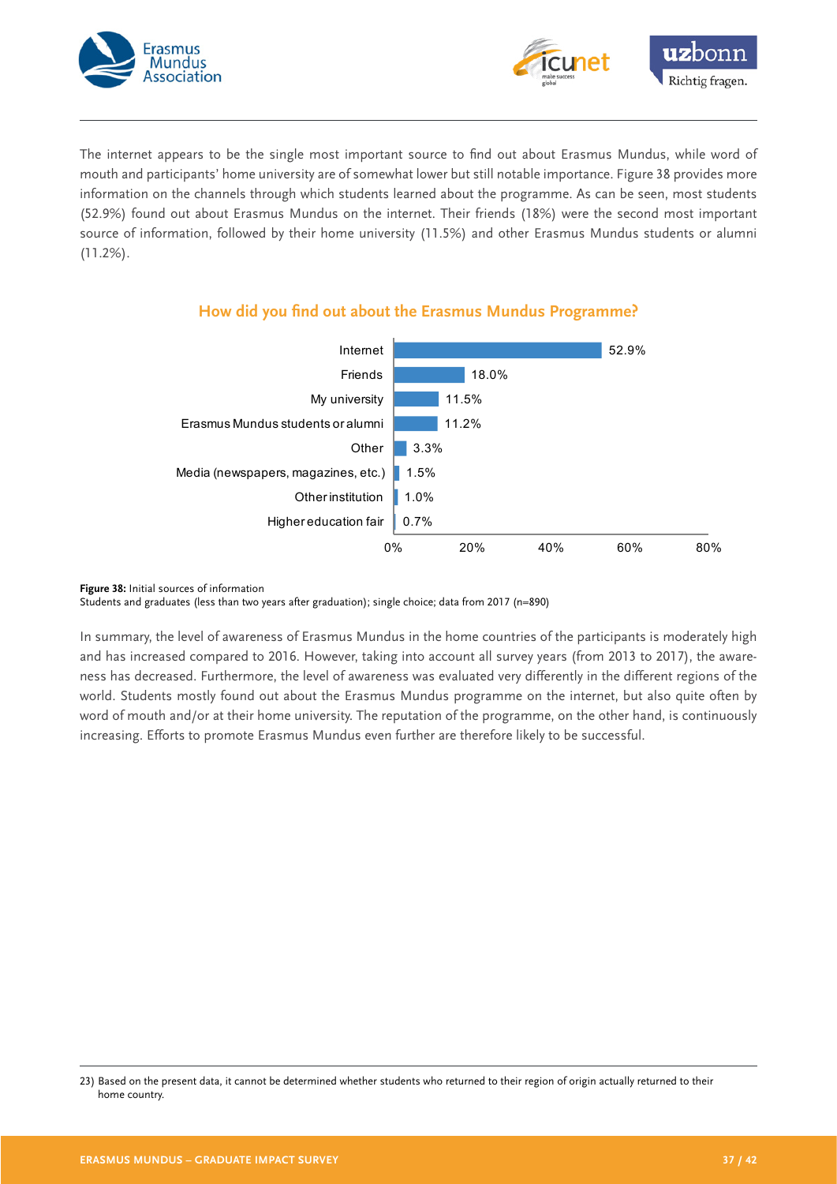The internet appears to be the single most important source to find out about Erasmus Mundus, while word of mouth and participants' home university are of somewhat lower but still notable importance. Figure 38 provides more information on the channels through which students learned about the programme. As can be seen, most students (52.9%) found out about Erasmus Mundus on the internet. Their friends (18%) were the second most important source of information, followed by their home university (11.5%) and other Erasmus Mundus students or alumni (11.2%).

### How did you find out about the Erasmus Mundus Programme?

| Source | Percentage |
|---|---|
| Internet | 52.9% |
| Friends | 18.0% |
| My university | 11.5% |
| Erasmus Mundus students or alumni | 11.2% |
| Other | 3.3% |
| Media (newspapers, magazines, etc.) | 1.5% |
| Other institution | 1.0% |
| Higher education fair | 0.7% |

**Figure 38:** Initial sources of information
Students and graduates (less than two years after graduation); single choice; data from 2017 (n=890)

In summary, the level of awareness of Erasmus Mundus in the home countries of the participants is moderately high and has increased compared to 2016. However, taking into account all survey years (from 2013 to 2017), the awareness has decreased. Furthermore, the level of awareness was evaluated very differently in the different regions of the world. Students mostly found out about the Erasmus Mundus programme on the internet, but also quite often by word of mouth and/or at their home university. The reputation of the programme, on the other hand, is continuously increasing. Efforts to promote Erasmus Mundus even further are therefore likely to be successful.

23) Based on the present data, it cannot be determined whether students who returned to their region of origin actually returned to their home country.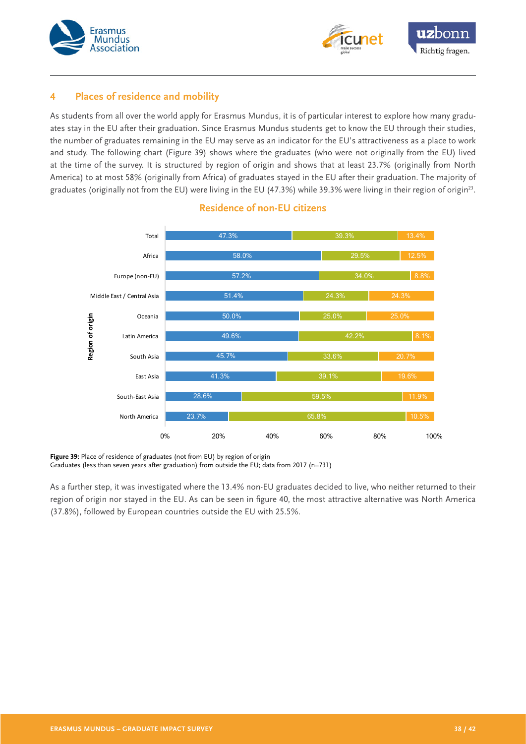## 4 Places of residence and mobility

As students from all over the world apply for Erasmus Mundus, it is of particular interest to explore how many graduates stay in the EU after their graduation. Since Erasmus Mundus students get to know the EU through their studies, the number of graduates remaining in the EU may serve as an indicator for the EU's attractiveness as a place to work and study. The following chart (Figure 39) shows where the graduates (who were not originally from the EU) lived at the time of the survey. It is structured by region of origin and shows that at least 23.7% (originally from North America) to at most 58% (originally from Africa) of graduates stayed in the EU after their graduation. The majority of graduates (originally not from the EU) were living in the EU (47.3%) while 39.3% were living in their region of origin[23].

**Residence of non-EU citizens**

| Region of origin | | | |
|---|---|---|---|
| Total | 47.3% | 39.3% | 13.4% |
| Africa | 58.0% | 29.5% | 12.5% |
| Europe (non-EU) | 57.2% | 34.0% | 8.8% |
| Middle East / Central Asia | 51.4% | 24.3% | 24.3% |
| Oceania | 50.0% | 25.0% | 25.0% |
| Latin America | 49.6% | 42.2% | 8.1% |
| South Asia | 45.7% | 33.6% | 20.7% |
| East Asia | 41.3% | 39.1% | 19.6% |
| South-East Asia | 28.6% | 59.5% | 11.9% |
| North America | 23.7% | 65.8% | 10.5% |

**Figure 39:** Place of residence of graduates (not from EU) by region of origin
Graduates (less than seven years after graduation) from outside the EU; data from 2017 (n=731)

As a further step, it was investigated where the 13.4% non-EU graduates decided to live, who neither returned to their region of origin nor stayed in the EU. As can be seen in figure 40, the most attractive alternative was North America (37.8%), followed by European countries outside the EU with 25.5%.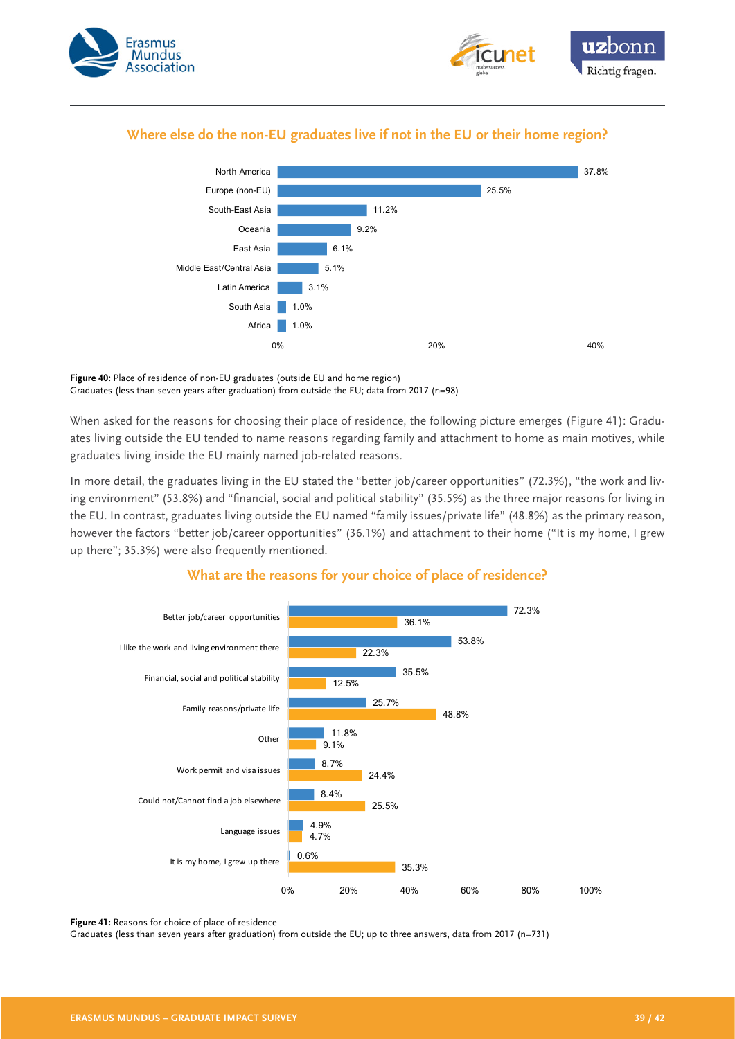### Where else do the non-EU graduates live if not in the EU or their home region?

| Region | Share |
|---|---|
| North America | 37.8% |
| Europe (non-EU) | 25.5% |
| South-East Asia | 11.2% |
| Oceania | 9.2% |
| East Asia | 6.1% |
| Middle East/Central Asia | 5.1% |
| Latin America | 3.1% |
| South Asia | 1.0% |
| Africa | 1.0% |

**Figure 40:** Place of residence of non-EU graduates (outside EU and home region)
Graduates (less than seven years after graduation) from outside the EU; data from 2017 (n=98)

When asked for the reasons for choosing their place of residence, the following picture emerges (Figure 41): Graduates living outside the EU tended to name reasons regarding family and attachment to home as main motives, while graduates living inside the EU mainly named job-related reasons.

In more detail, the graduates living in the EU stated the "better job/career opportunities" (72.3%), "the work and living environment" (53.8%) and "financial, social and political stability" (35.5%) as the three major reasons for living in the EU. In contrast, graduates living outside the EU named "family issues/private life" (48.8%) as the primary reason, however the factors "better job/career opportunities" (36.1%) and attachment to their home ("It is my home, I grew up there"; 35.3%) were also frequently mentioned.

### What are the reasons for your choice of place of residence?

| Reason | Living in the EU | Living outside the EU |
|---|---|---|
| Better job/career opportunities | 72.3% | 36.1% |
| I like the work and living environment there | 53.8% | 22.3% |
| Financial, social and political stability | 35.5% | 12.5% |
| Family reasons/private life | 25.7% | 48.8% |
| Other | 11.8% | 9.1% |
| Work permit and visa issues | 8.7% | 24.4% |
| Could not/Cannot find a job elsewhere | 8.4% | 25.5% |
| Language issues | 4.9% | 4.7% |
| It is my home, I grew up there | 0.6% | 35.3% |

**Figure 41:** Reasons for choice of place of residence
Graduates (less than seven years after graduation) from outside the EU; up to three answers, data from 2017 (n=731)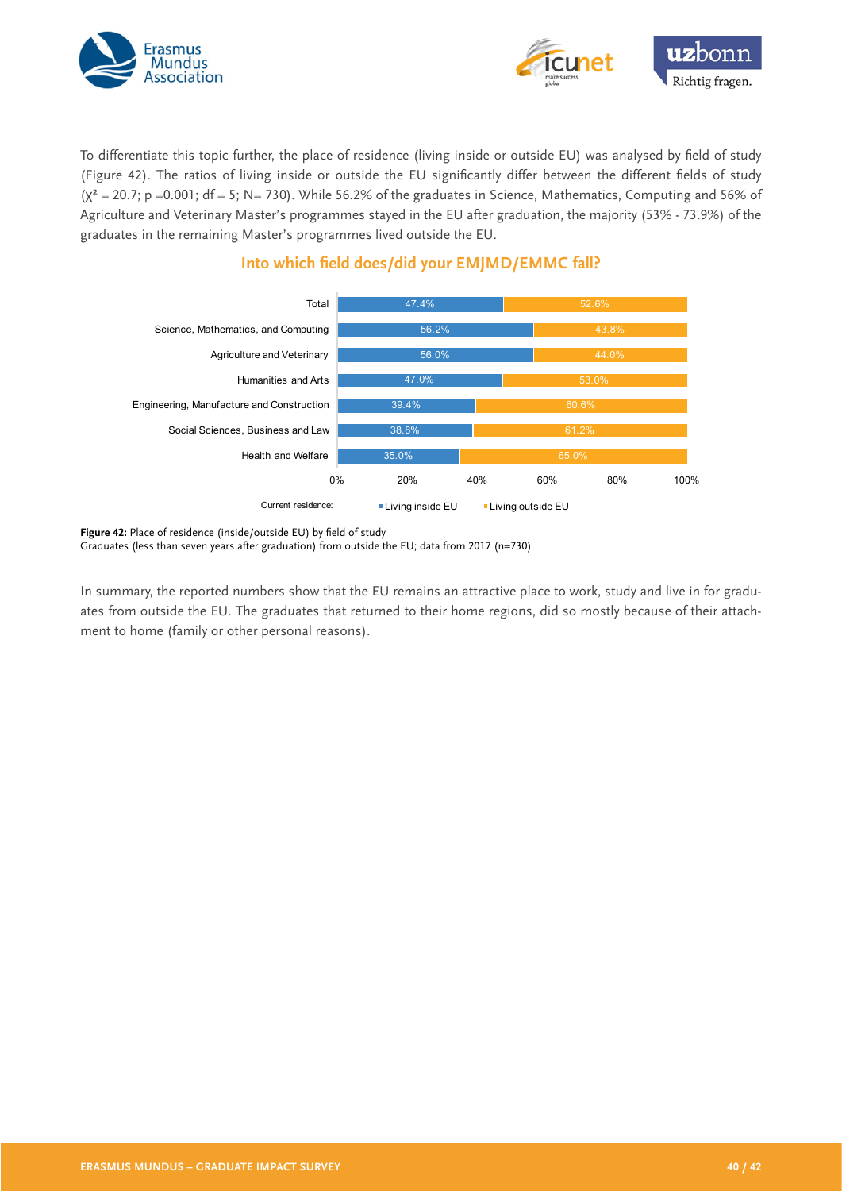To differentiate this topic further, the place of residence (living inside or outside EU) was analysed by field of study (Figure 42). The ratios of living inside or outside the EU significantly differ between the different fields of study ($\chi^2 = 20.7$; $p = 0.001$; $df = 5$; $N = 730$). While 56.2% of the graduates in Science, Mathematics, Computing and 56% of Agriculture and Veterinary Master's programmes stayed in the EU after graduation, the majority (53% - 73.9%) of the graduates in the remaining Master's programmes lived outside the EU.

## Into which field does/did your EMJMD/EMMC fall?

| Field | Living inside EU | Living outside EU |
| --- | --- | --- |
| Total | 47.4% | 52.6% |
| Science, Mathematics, and Computing | 56.2% | 43.8% |
| Agriculture and Veterinary | 56.0% | 44.0% |
| Humanities and Arts | 47.0% | 53.0% |
| Engineering, Manufacture and Construction | 39.4% | 60.6% |
| Social Sciences, Business and Law | 38.8% | 61.2% |
| Health and Welfare | 35.0% | 65.0% |

Current residence: Living inside EU / Living outside EU

**Figure 42:** Place of residence (inside/outside EU) by field of study
Graduates (less than seven years after graduation) from outside the EU; data from 2017 (n=730)

In summary, the reported numbers show that the EU remains an attractive place to work, study and live in for graduates from outside the EU. The graduates that returned to their home regions, did so mostly because of their attachment to home (family or other personal reasons).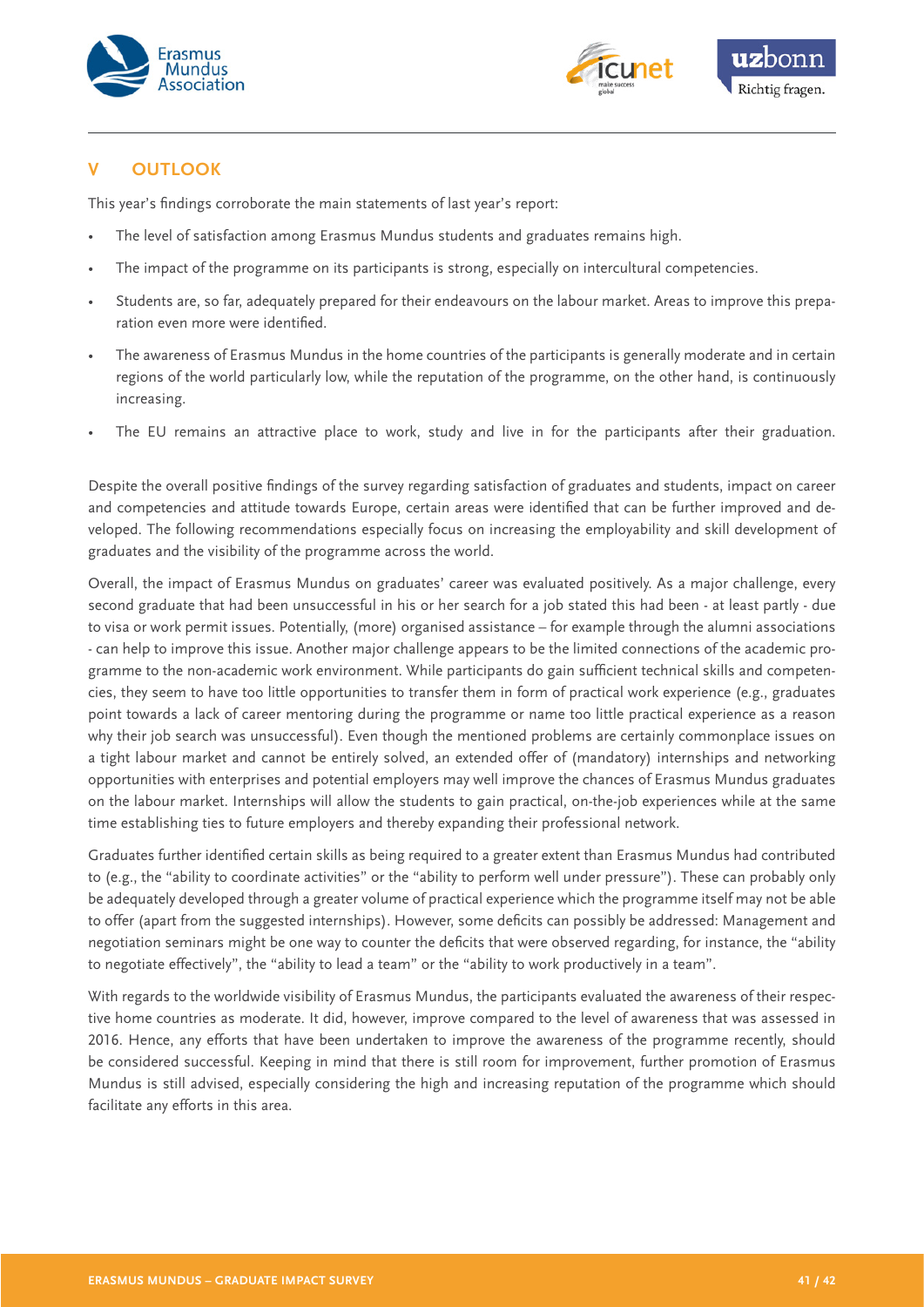## V OUTLOOK

This year's findings corroborate the main statements of last year's report:

- The level of satisfaction among Erasmus Mundus students and graduates remains high.
- The impact of the programme on its participants is strong, especially on intercultural competencies.
- Students are, so far, adequately prepared for their endeavours on the labour market. Areas to improve this preparation even more were identified.
- The awareness of Erasmus Mundus in the home countries of the participants is generally moderate and in certain regions of the world particularly low, while the reputation of the programme, on the other hand, is continuously increasing.
- The EU remains an attractive place to work, study and live in for the participants after their graduation.

Despite the overall positive findings of the survey regarding satisfaction of graduates and students, impact on career and competencies and attitude towards Europe, certain areas were identified that can be further improved and developed. The following recommendations especially focus on increasing the employability and skill development of graduates and the visibility of the programme across the world.

Overall, the impact of Erasmus Mundus on graduates' career was evaluated positively. As a major challenge, every second graduate that had been unsuccessful in his or her search for a job stated this had been - at least partly - due to visa or work permit issues. Potentially, (more) organised assistance – for example through the alumni associations - can help to improve this issue. Another major challenge appears to be the limited connections of the academic programme to the non-academic work environment. While participants do gain sufficient technical skills and competencies, they seem to have too little opportunities to transfer them in form of practical work experience (e.g., graduates point towards a lack of career mentoring during the programme or name too little practical experience as a reason why their job search was unsuccessful). Even though the mentioned problems are certainly commonplace issues on a tight labour market and cannot be entirely solved, an extended offer of (mandatory) internships and networking opportunities with enterprises and potential employers may well improve the chances of Erasmus Mundus graduates on the labour market. Internships will allow the students to gain practical, on-the-job experiences while at the same time establishing ties to future employers and thereby expanding their professional network.

Graduates further identified certain skills as being required to a greater extent than Erasmus Mundus had contributed to (e.g., the "ability to coordinate activities" or the "ability to perform well under pressure"). These can probably only be adequately developed through a greater volume of practical experience which the programme itself may not be able to offer (apart from the suggested internships). However, some deficits can possibly be addressed: Management and negotiation seminars might be one way to counter the deficits that were observed regarding, for instance, the "ability to negotiate effectively", the "ability to lead a team" or the "ability to work productively in a team".

With regards to the worldwide visibility of Erasmus Mundus, the participants evaluated the awareness of their respective home countries as moderate. It did, however, improve compared to the level of awareness that was assessed in 2016. Hence, any efforts that have been undertaken to improve the awareness of the programme recently, should be considered successful. Keeping in mind that there is still room for improvement, further promotion of Erasmus Mundus is still advised, especially considering the high and increasing reputation of the programme which should facilitate any efforts in this area.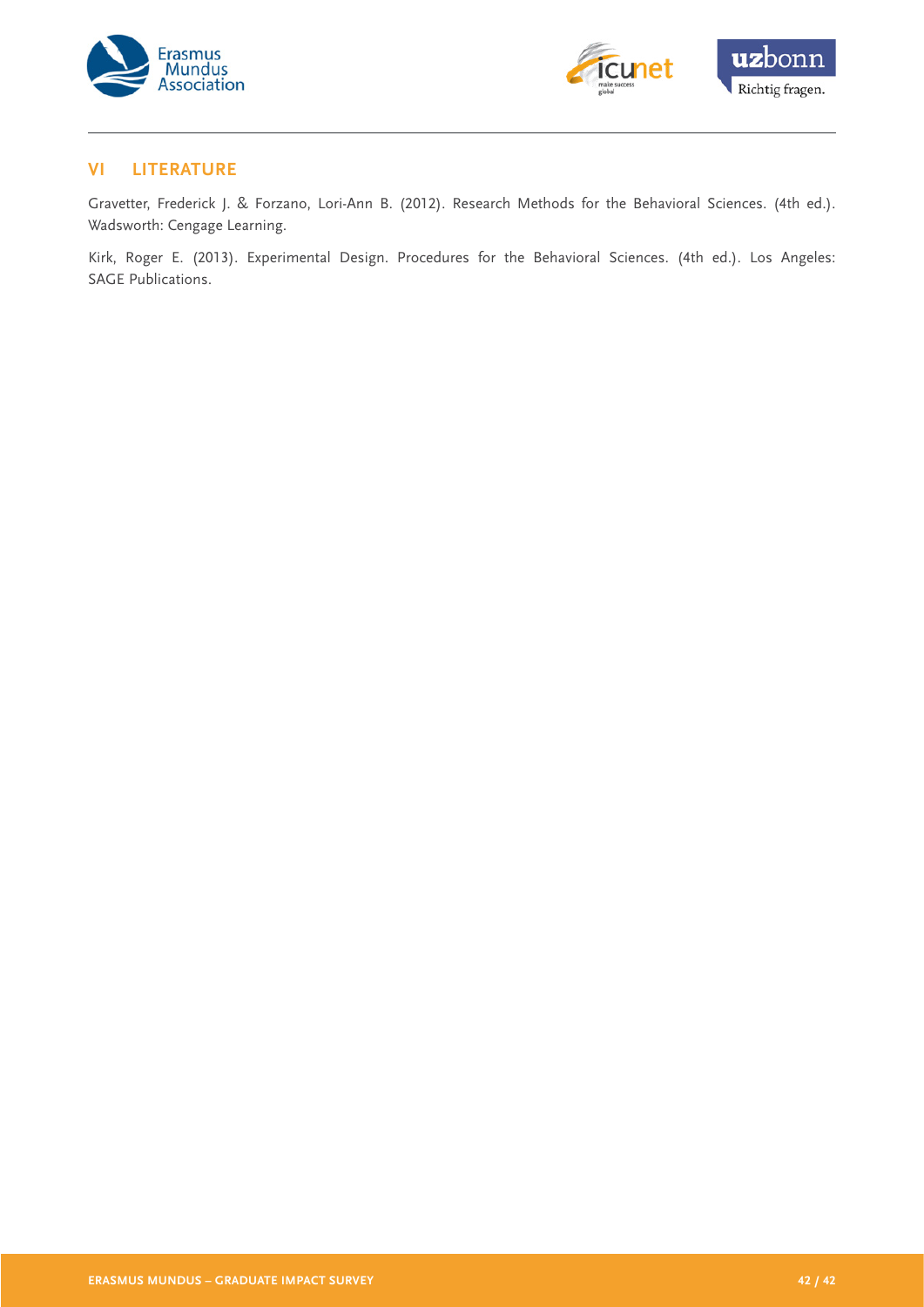## VI LITERATURE

Gravetter, Frederick J. & Forzano, Lori-Ann B. (2012). Research Methods for the Behavioral Sciences. (4th ed.). Wadsworth: Cengage Learning.

Kirk, Roger E. (2013). Experimental Design. Procedures for the Behavioral Sciences. (4th ed.). Los Angeles: SAGE Publications.